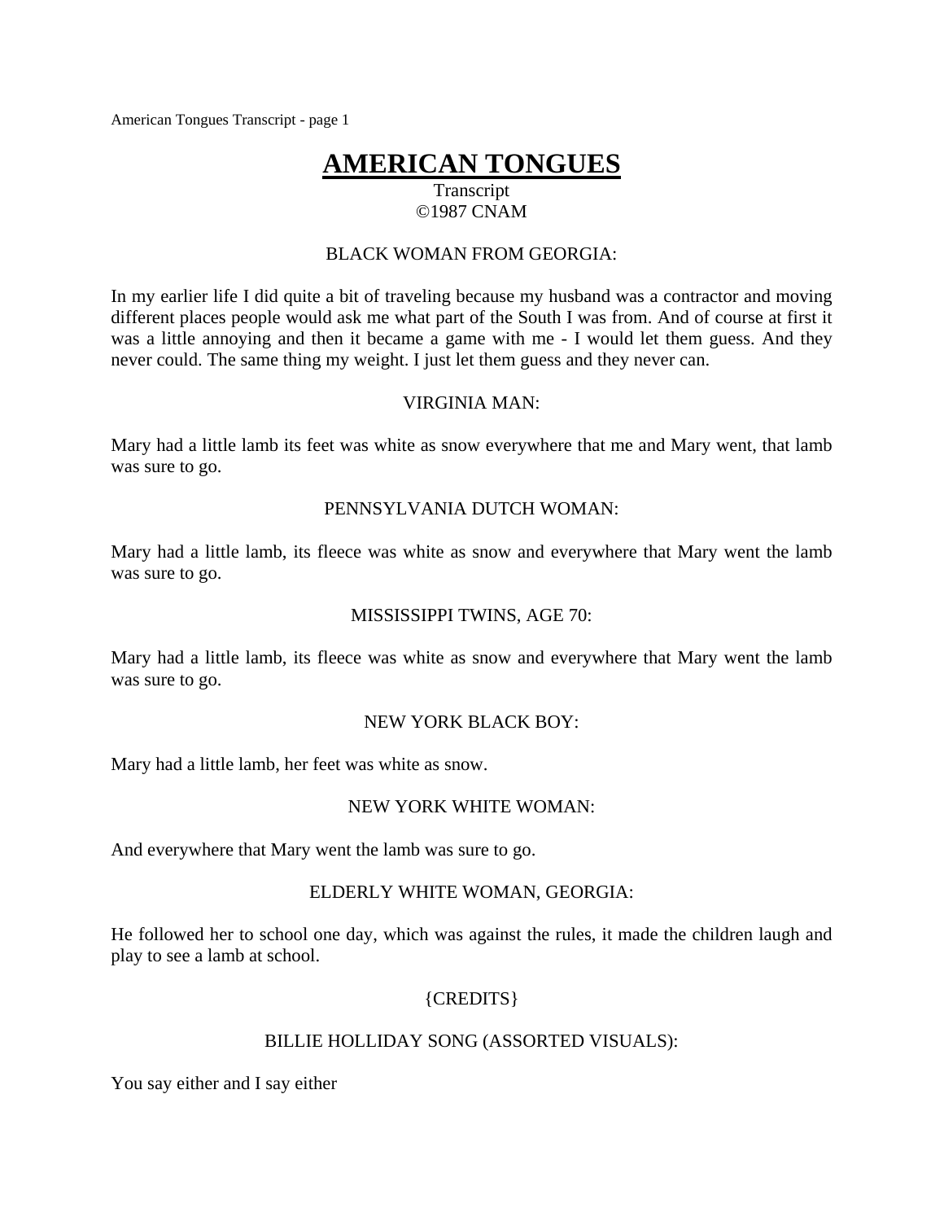# AMERICAN TONGUES

Transcript
©1987 CNAM

BLACK WOMAN FROM GEORGIA:

In my earlier life I did quite a bit of traveling because my husband was a contractor and moving different places people would ask me what part of the South I was from. And of course at first it was a little annoying and then it became a game with me - I would let them guess. And they never could. The same thing my weight. I just let them guess and they never can.

VIRGINIA MAN:

Mary had a little lamb its feet was white as snow everywhere that me and Mary went, that lamb was sure to go.

PENNSYLVANIA DUTCH WOMAN:

Mary had a little lamb, its fleece was white as snow and everywhere that Mary went the lamb was sure to go.

MISSISSIPPI TWINS, AGE 70:

Mary had a little lamb, its fleece was white as snow and everywhere that Mary went the lamb was sure to go.

NEW YORK BLACK BOY:

Mary had a little lamb, her feet was white as snow.

NEW YORK WHITE WOMAN:

And everywhere that Mary went the lamb was sure to go.

ELDERLY WHITE WOMAN, GEORGIA:

He followed her to school one day, which was against the rules, it made the children laugh and play to see a lamb at school.

{CREDITS}

BILLIE HOLLIDAY SONG (ASSORTED VISUALS):

You say either and I say either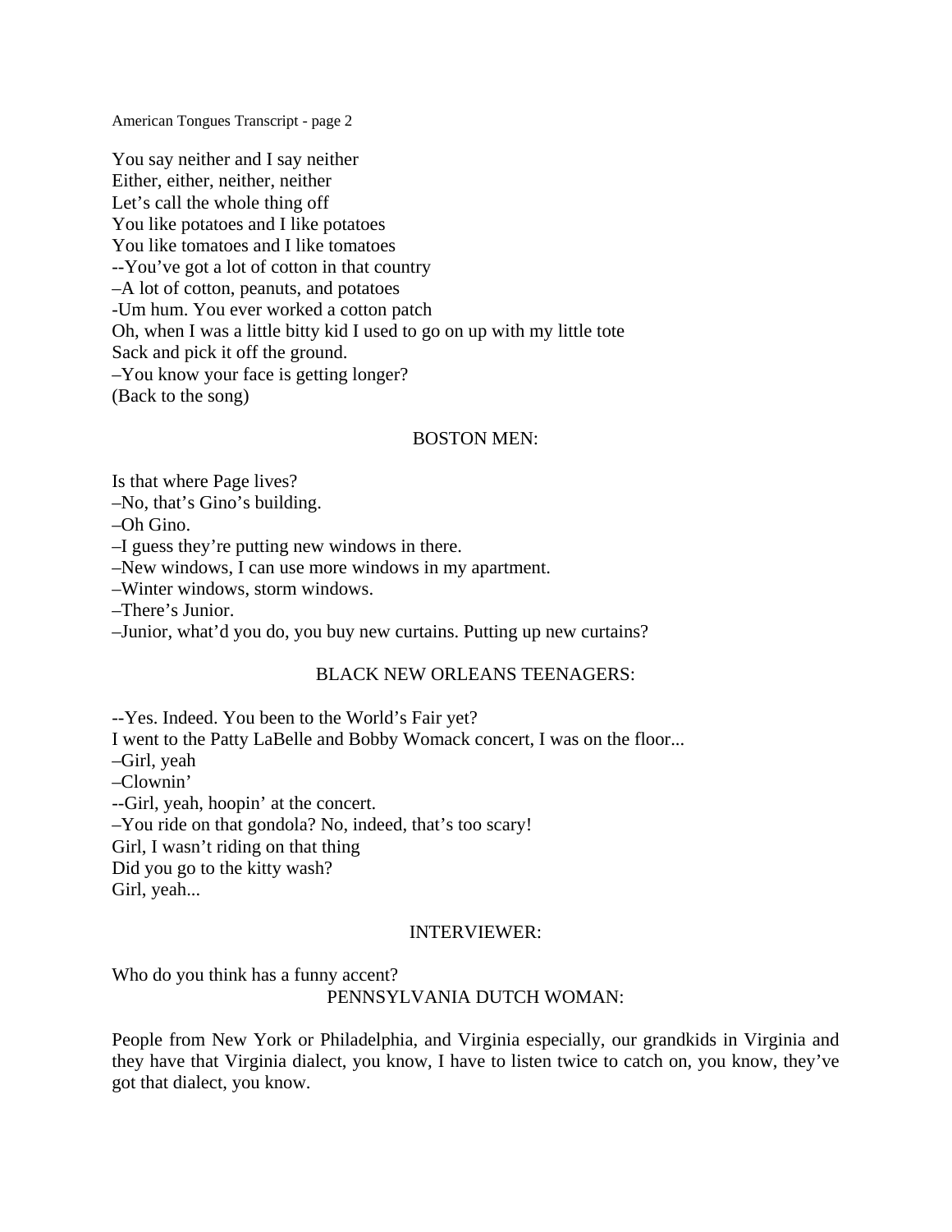You say neither and I say neither
Either, either, neither, neither
Let's call the whole thing off
You like potatoes and I like potatoes
You like tomatoes and I like tomatoes
--You've got a lot of cotton in that country
–A lot of cotton, peanuts, and potatoes
-Um hum. You ever worked a cotton patch
Oh, when I was a little bitty kid I used to go on up with my little tote
Sack and pick it off the ground.
–You know your face is getting longer?
(Back to the song)

BOSTON MEN:

Is that where Page lives?
–No, that's Gino's building.
–Oh Gino.
–I guess they're putting new windows in there.
–New windows, I can use more windows in my apartment.
–Winter windows, storm windows.
–There's Junior.
–Junior, what'd you do, you buy new curtains. Putting up new curtains?

BLACK NEW ORLEANS TEENAGERS:

--Yes. Indeed. You been to the World's Fair yet?
I went to the Patty LaBelle and Bobby Womack concert, I was on the floor...
–Girl, yeah
–Clownin'
--Girl, yeah, hoopin' at the concert.
–You ride on that gondola? No, indeed, that's too scary!
Girl, I wasn't riding on that thing
Did you go to the kitty wash?
Girl, yeah...

INTERVIEWER:

Who do you think has a funny accent?

PENNSYLVANIA DUTCH WOMAN:

People from New York or Philadelphia, and Virginia especially, our grandkids in Virginia and they have that Virginia dialect, you know, I have to listen twice to catch on, you know, they've got that dialect, you know.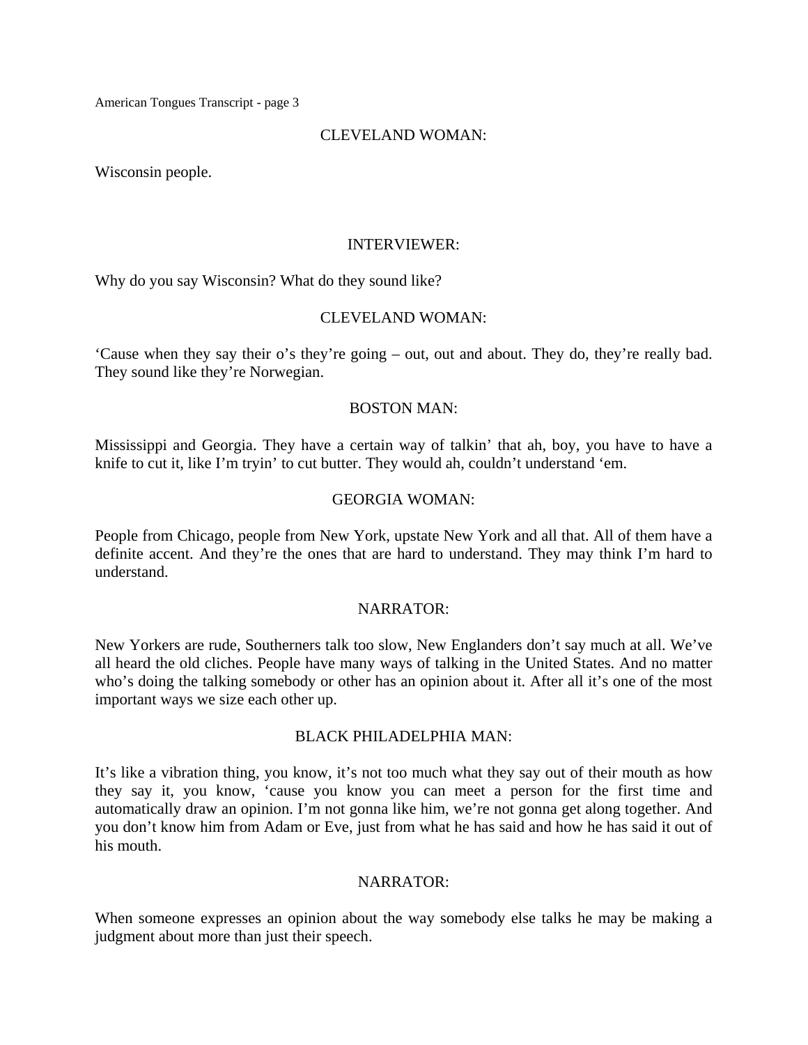CLEVELAND WOMAN:

Wisconsin people.

INTERVIEWER:

Why do you say Wisconsin? What do they sound like?

CLEVELAND WOMAN:

'Cause when they say their o's they're going – out, out and about. They do, they're really bad. They sound like they're Norwegian.

BOSTON MAN:

Mississippi and Georgia. They have a certain way of talkin' that ah, boy, you have to have a knife to cut it, like I'm tryin' to cut butter. They would ah, couldn't understand 'em.

GEORGIA WOMAN:

People from Chicago, people from New York, upstate New York and all that. All of them have a definite accent. And they're the ones that are hard to understand. They may think I'm hard to understand.

NARRATOR:

New Yorkers are rude, Southerners talk too slow, New Englanders don't say much at all. We've all heard the old cliches. People have many ways of talking in the United States. And no matter who's doing the talking somebody or other has an opinion about it. After all it's one of the most important ways we size each other up.

BLACK PHILADELPHIA MAN:

It's like a vibration thing, you know, it's not too much what they say out of their mouth as how they say it, you know, 'cause you know you can meet a person for the first time and automatically draw an opinion. I'm not gonna like him, we're not gonna get along together. And you don't know him from Adam or Eve, just from what he has said and how he has said it out of his mouth.

NARRATOR:

When someone expresses an opinion about the way somebody else talks he may be making a judgment about more than just their speech.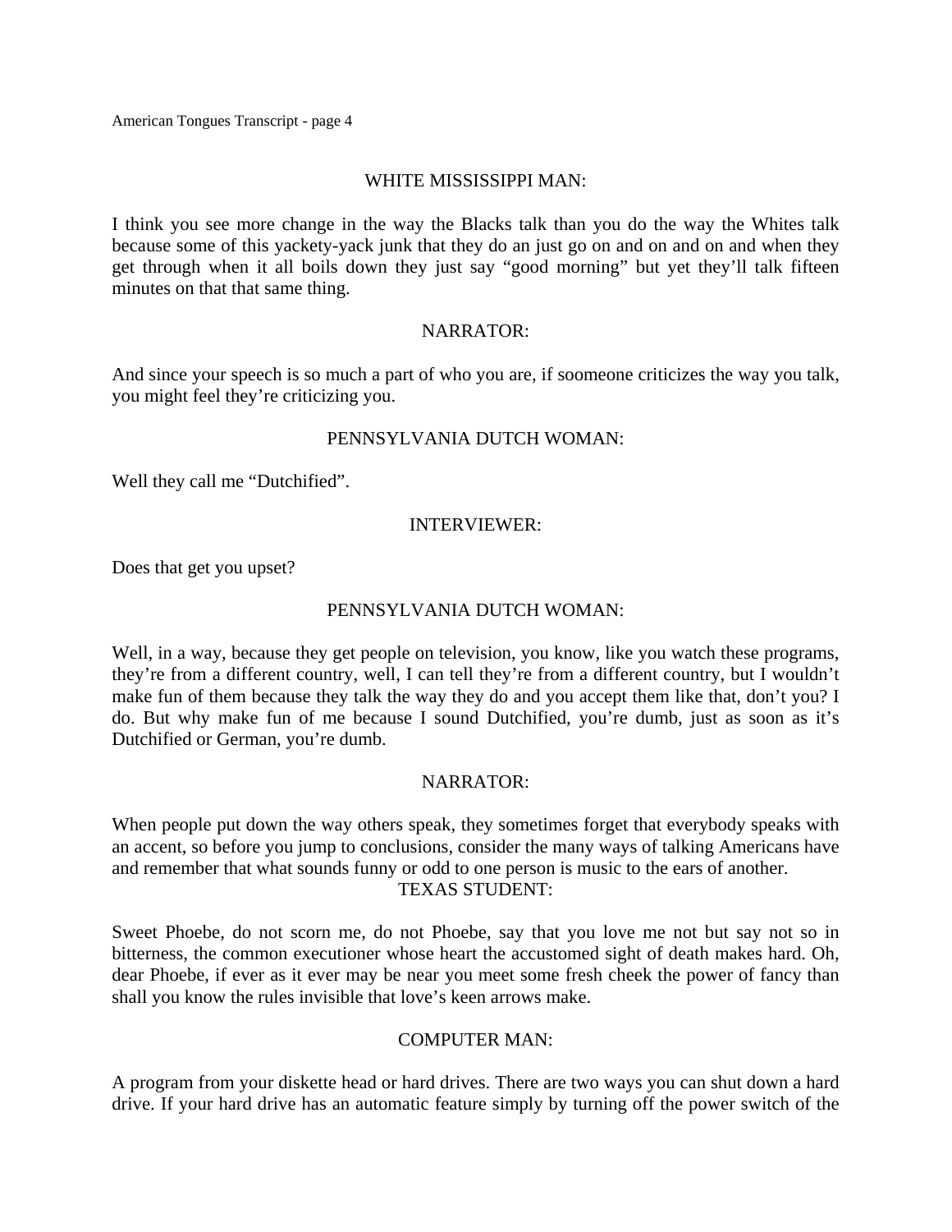WHITE MISSISSIPPI MAN:

I think you see more change in the way the Blacks talk than you do the way the Whites talk because some of this yackety-yack junk that they do an just go on and on and on and when they get through when it all boils down they just say "good morning" but yet they'll talk fifteen minutes on that that same thing.

NARRATOR:

And since your speech is so much a part of who you are, if soomeone criticizes the way you talk, you might feel they're criticizing you.

PENNSYLVANIA DUTCH WOMAN:

Well they call me "Dutchified".

INTERVIEWER:

Does that get you upset?

PENNSYLVANIA DUTCH WOMAN:

Well, in a way, because they get people on television, you know, like you watch these programs, they're from a different country, well, I can tell they're from a different country, but I wouldn't make fun of them because they talk the way they do and you accept them like that, don't you? I do. But why make fun of me because I sound Dutchified, you're dumb, just as soon as it's Dutchified or German, you're dumb.

NARRATOR:

When people put down the way others speak, they sometimes forget that everybody speaks with an accent, so before you jump to conclusions, consider the many ways of talking Americans have and remember that what sounds funny or odd to one person is music to the ears of another.

TEXAS STUDENT:

Sweet Phoebe, do not scorn me, do not Phoebe, say that you love me not but say not so in bitterness, the common executioner whose heart the accustomed sight of death makes hard. Oh, dear Phoebe, if ever as it ever may be near you meet some fresh cheek the power of fancy than shall you know the rules invisible that love's keen arrows make.

COMPUTER MAN:

A program from your diskette head or hard drives. There are two ways you can shut down a hard drive. If your hard drive has an automatic feature simply by turning off the power switch of the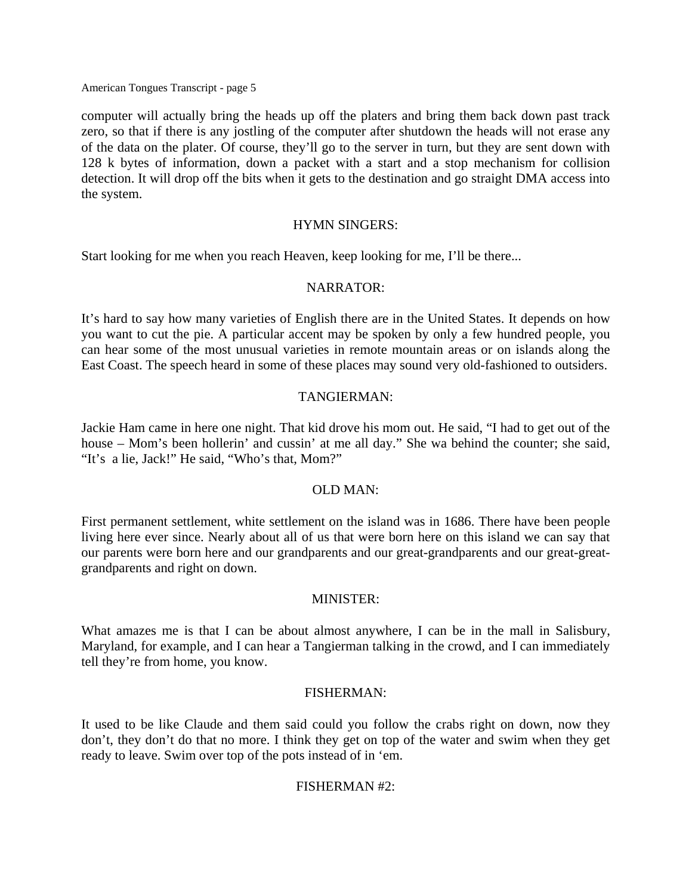computer will actually bring the heads up off the platers and bring them back down past track zero, so that if there is any jostling of the computer after shutdown the heads will not erase any of the data on the plater. Of course, they'll go to the server in turn, but they are sent down with 128 k bytes of information, down a packet with a start and a stop mechanism for collision detection. It will drop off the bits when it gets to the destination and go straight DMA access into the system.

HYMN SINGERS:

Start looking for me when you reach Heaven, keep looking for me, I'll be there...

NARRATOR:

It's hard to say how many varieties of English there are in the United States. It depends on how you want to cut the pie. A particular accent may be spoken by only a few hundred people, you can hear some of the most unusual varieties in remote mountain areas or on islands along the East Coast. The speech heard in some of these places may sound very old-fashioned to outsiders.

TANGIERMAN:

Jackie Ham came in here one night. That kid drove his mom out. He said, "I had to get out of the house – Mom's been hollerin' and cussin' at me all day." She wa behind the counter; she said, "It's a lie, Jack!" He said, "Who's that, Mom?"

OLD MAN:

First permanent settlement, white settlement on the island was in 1686. There have been people living here ever since. Nearly about all of us that were born here on this island we can say that our parents were born here and our grandparents and our great-grandparents and our great-great-grandparents and right on down.

MINISTER:

What amazes me is that I can be about almost anywhere, I can be in the mall in Salisbury, Maryland, for example, and I can hear a Tangierman talking in the crowd, and I can immediately tell they're from home, you know.

FISHERMAN:

It used to be like Claude and them said could you follow the crabs right on down, now they don't, they don't do that no more. I think they get on top of the water and swim when they get ready to leave. Swim over top of the pots instead of in 'em.

FISHERMAN #2: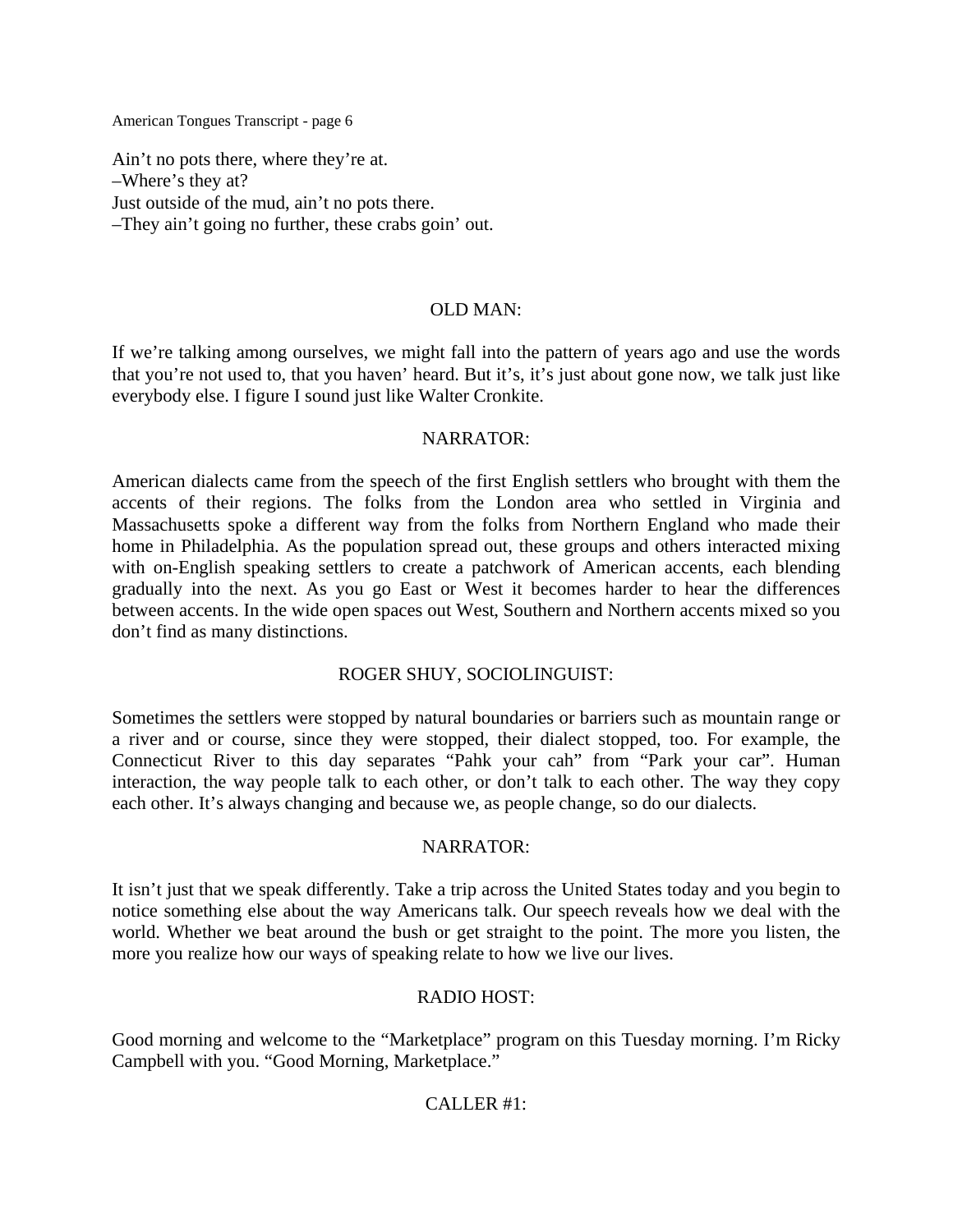Ain’t no pots there, where they’re at.
–Where’s they at?
Just outside of the mud, ain’t no pots there.
–They ain’t going no further, these crabs goin’ out.

OLD MAN:

If we’re talking among ourselves, we might fall into the pattern of years ago and use the words that you’re not used to, that you haven’ heard. But it’s, it’s just about gone now, we talk just like everybody else. I figure I sound just like Walter Cronkite.

NARRATOR:

American dialects came from the speech of the first English settlers who brought with them the accents of their regions. The folks from the London area who settled in Virginia and Massachusetts spoke a different way from the folks from Northern England who made their home in Philadelphia. As the population spread out, these groups and others interacted mixing with on-English speaking settlers to create a patchwork of American accents, each blending gradually into the next. As you go East or West it becomes harder to hear the differences between accents. In the wide open spaces out West, Southern and Northern accents mixed so you don’t find as many distinctions.

ROGER SHUY, SOCIOLINGUIST:

Sometimes the settlers were stopped by natural boundaries or barriers such as mountain range or a river and or course, since they were stopped, their dialect stopped, too. For example, the Connecticut River to this day separates “Pahk your cah” from “Park your car”. Human interaction, the way people talk to each other, or don’t talk to each other. The way they copy each other. It’s always changing and because we, as people change, so do our dialects.

NARRATOR:

It isn’t just that we speak differently. Take a trip across the United States today and you begin to notice something else about the way Americans talk. Our speech reveals how we deal with the world. Whether we beat around the bush or get straight to the point. The more you listen, the more you realize how our ways of speaking relate to how we live our lives.

RADIO HOST:

Good morning and welcome to the “Marketplace” program on this Tuesday morning. I’m Ricky Campbell with you. “Good Morning, Marketplace.”

CALLER #1: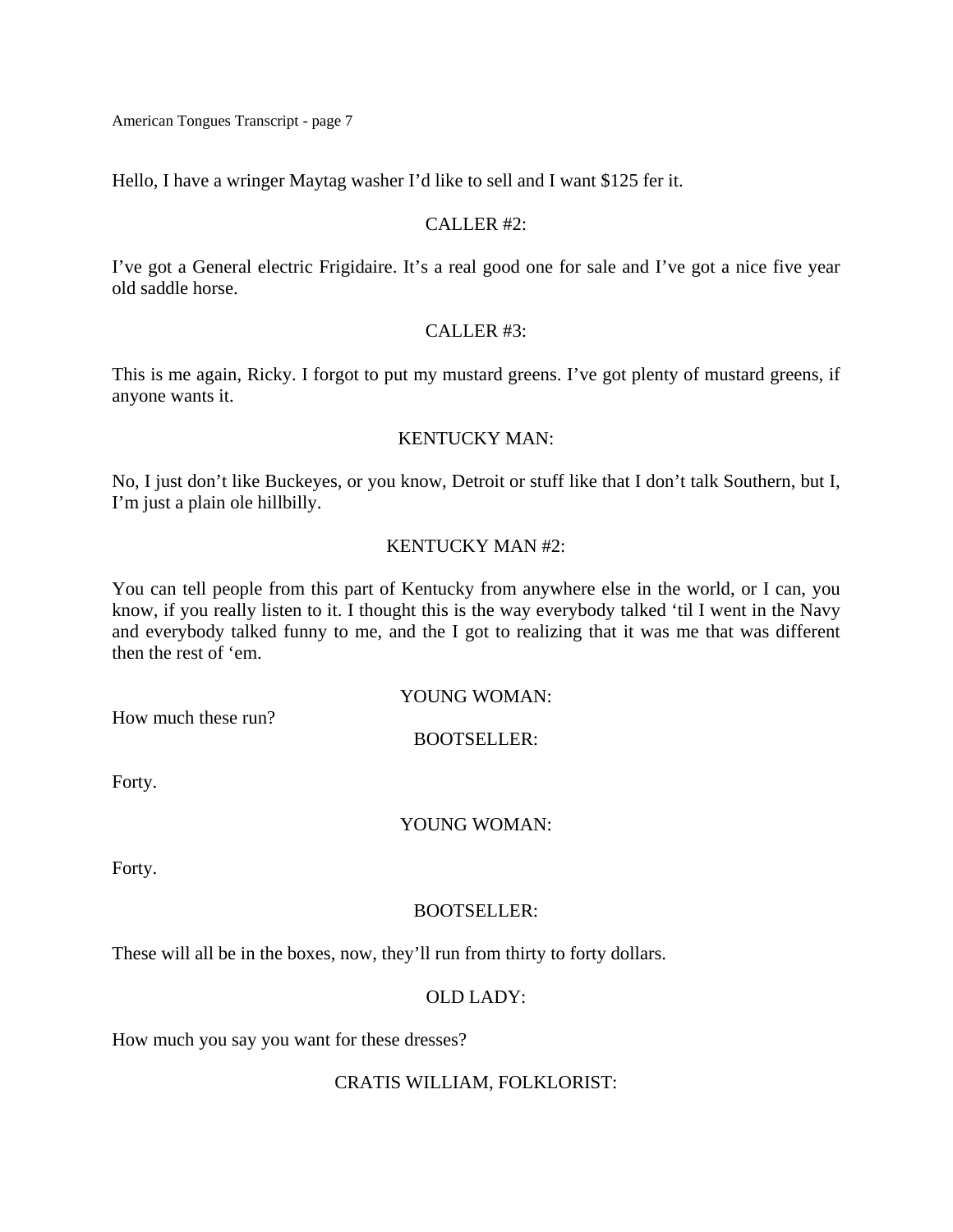Hello, I have a wringer Maytag washer I'd like to sell and I want $125 fer it.

CALLER #2:

I've got a General electric Frigidaire. It's a real good one for sale and I've got a nice five year old saddle horse.

CALLER #3:

This is me again, Ricky. I forgot to put my mustard greens. I've got plenty of mustard greens, if anyone wants it.

KENTUCKY MAN:

No, I just don't like Buckeyes, or you know, Detroit or stuff like that I don't talk Southern, but I, I'm just a plain ole hillbilly.

KENTUCKY MAN #2:

You can tell people from this part of Kentucky from anywhere else in the world, or I can, you know, if you really listen to it. I thought this is the way everybody talked 'til I went in the Navy and everybody talked funny to me, and the I got to realizing that it was me that was different then the rest of 'em.

YOUNG WOMAN:

How much these run?

BOOTSELLER:

Forty.

YOUNG WOMAN:

Forty.

BOOTSELLER:

These will all be in the boxes, now, they'll run from thirty to forty dollars.

OLD LADY:

How much you say you want for these dresses?

CRATIS WILLIAM, FOLKLORIST: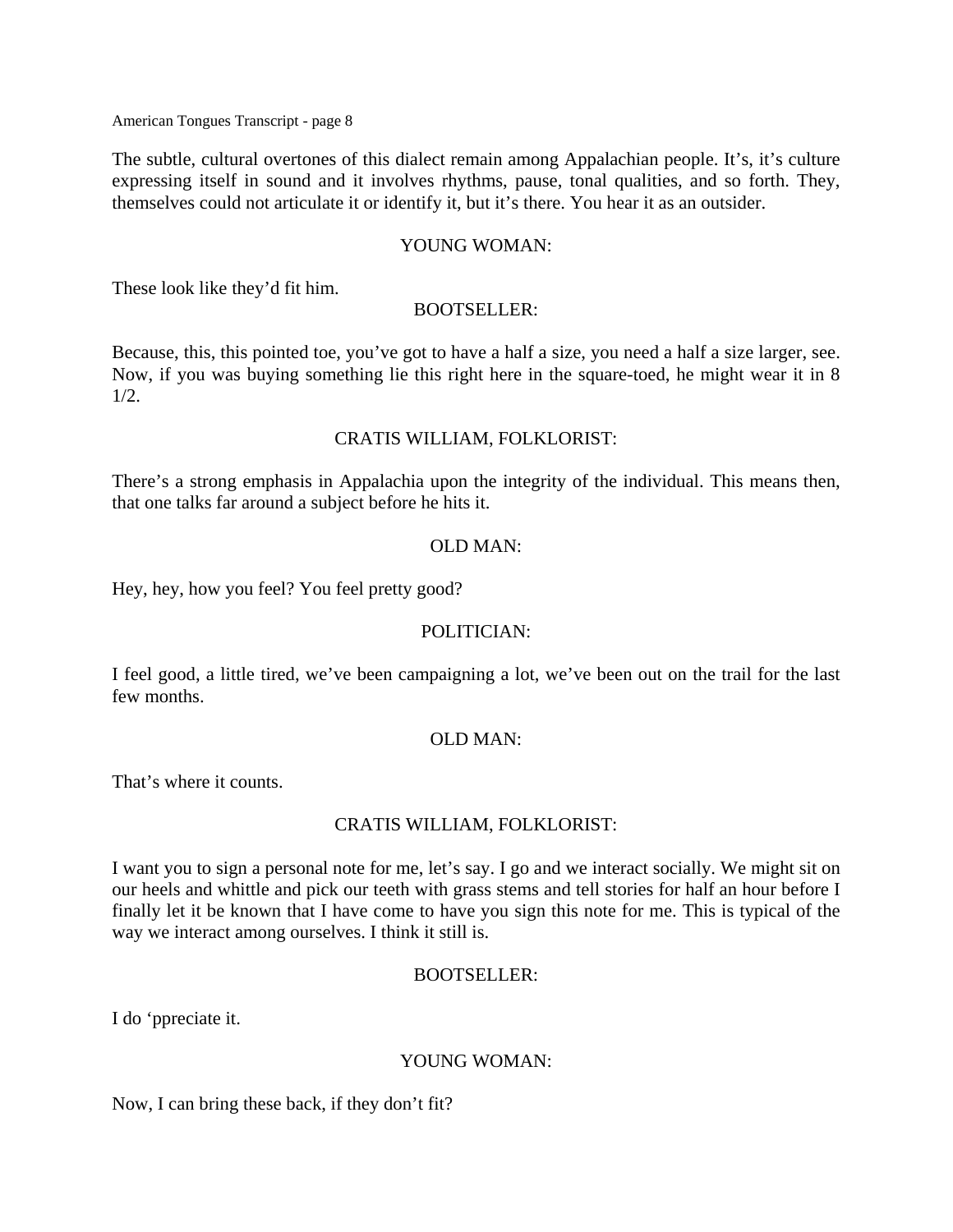The subtle, cultural overtones of this dialect remain among Appalachian people. It's, it's culture expressing itself in sound and it involves rhythms, pause, tonal qualities, and so forth. They, themselves could not articulate it or identify it, but it's there. You hear it as an outsider.

YOUNG WOMAN:

These look like they'd fit him.

BOOTSELLER:

Because, this, this pointed toe, you've got to have a half a size, you need a half a size larger, see. Now, if you was buying something lie this right here in the square-toed, he might wear it in 8 1/2.

CRATIS WILLIAM, FOLKLORIST:

There's a strong emphasis in Appalachia upon the integrity of the individual. This means then, that one talks far around a subject before he hits it.

OLD MAN:

Hey, hey, how you feel? You feel pretty good?

POLITICIAN:

I feel good, a little tired, we've been campaigning a lot, we've been out on the trail for the last few months.

OLD MAN:

That's where it counts.

CRATIS WILLIAM, FOLKLORIST:

I want you to sign a personal note for me, let's say. I go and we interact socially. We might sit on our heels and whittle and pick our teeth with grass stems and tell stories for half an hour before I finally let it be known that I have come to have you sign this note for me. This is typical of the way we interact among ourselves. I think it still is.

BOOTSELLER:

I do 'ppreciate it.

YOUNG WOMAN:

Now, I can bring these back, if they don't fit?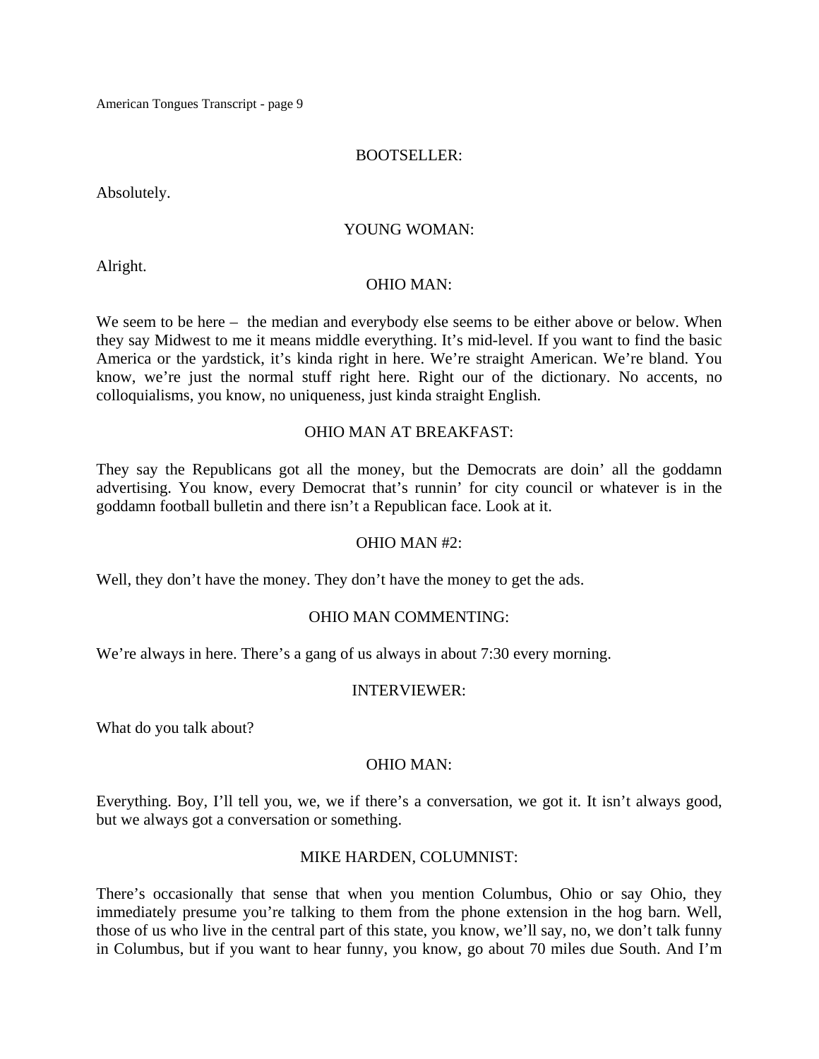BOOTSELLER:

Absolutely.

YOUNG WOMAN:

Alright.

OHIO MAN:

We seem to be here – the median and everybody else seems to be either above or below. When they say Midwest to me it means middle everything. It's mid-level. If you want to find the basic America or the yardstick, it's kinda right in here. We're straight American. We're bland. You know, we're just the normal stuff right here. Right our of the dictionary. No accents, no colloquialisms, you know, no uniqueness, just kinda straight English.

OHIO MAN AT BREAKFAST:

They say the Republicans got all the money, but the Democrats are doin' all the goddamn advertising. You know, every Democrat that's runnin' for city council or whatever is in the goddamn football bulletin and there isn't a Republican face. Look at it.

OHIO MAN #2:

Well, they don't have the money. They don't have the money to get the ads.

OHIO MAN COMMENTING:

We're always in here. There's a gang of us always in about 7:30 every morning.

INTERVIEWER:

What do you talk about?

OHIO MAN:

Everything. Boy, I'll tell you, we, we if there's a conversation, we got it. It isn't always good, but we always got a conversation or something.

MIKE HARDEN, COLUMNIST:

There's occasionally that sense that when you mention Columbus, Ohio or say Ohio, they immediately presume you're talking to them from the phone extension in the hog barn. Well, those of us who live in the central part of this state, you know, we'll say, no, we don't talk funny in Columbus, but if you want to hear funny, you know, go about 70 miles due South. And I'm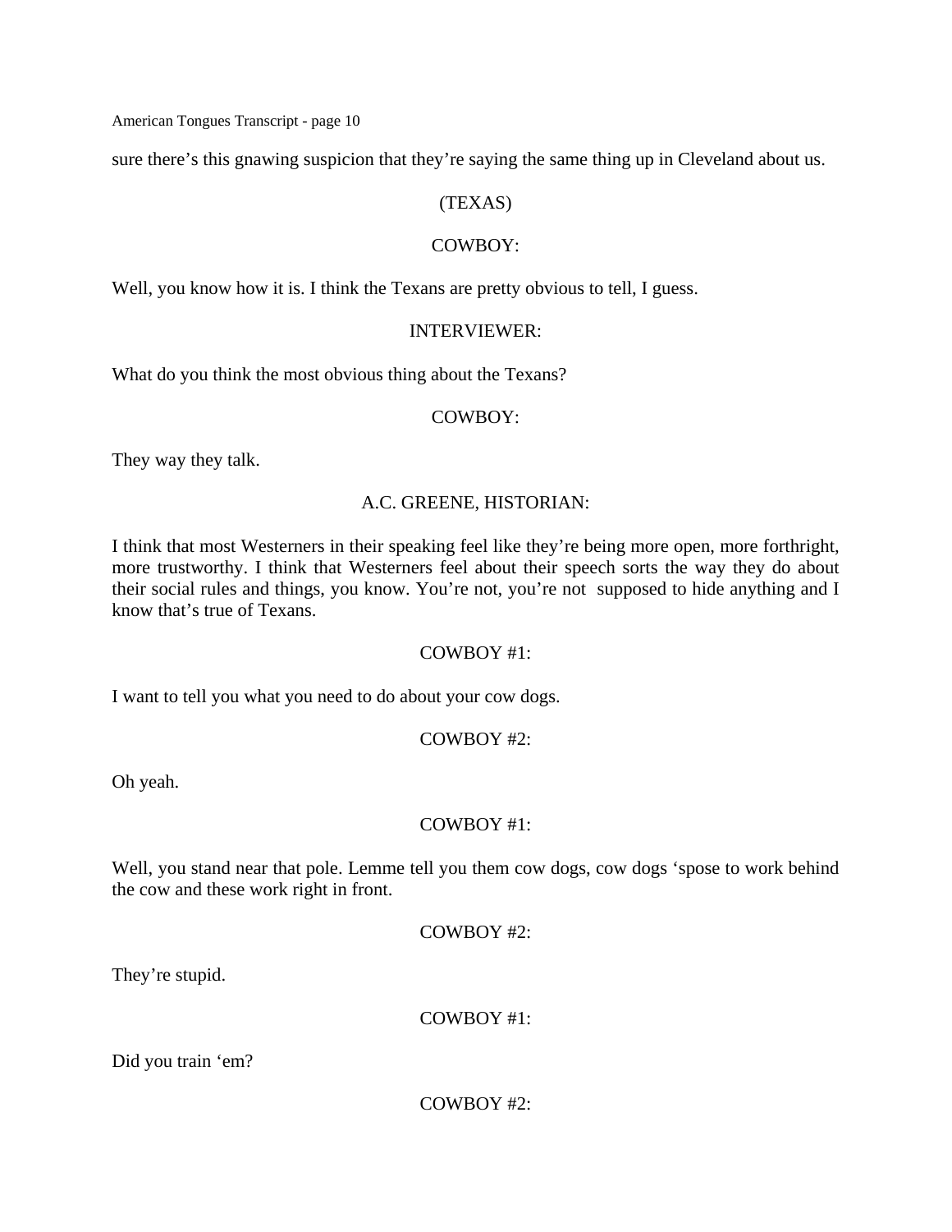sure there's this gnawing suspicion that they're saying the same thing up in Cleveland about us.

(TEXAS)

COWBOY:

Well, you know how it is. I think the Texans are pretty obvious to tell, I guess.

INTERVIEWER:

What do you think the most obvious thing about the Texans?

COWBOY:

They way they talk.

A.C. GREENE, HISTORIAN:

I think that most Westerners in their speaking feel like they're being more open, more forthright, more trustworthy. I think that Westerners feel about their speech sorts the way they do about their social rules and things, you know. You're not, you're not supposed to hide anything and I know that's true of Texans.

COWBOY #1:

I want to tell you what you need to do about your cow dogs.

COWBOY #2:

Oh yeah.

COWBOY #1:

Well, you stand near that pole. Lemme tell you them cow dogs, cow dogs 'spose to work behind the cow and these work right in front.

COWBOY #2:

They're stupid.

COWBOY #1:

Did you train 'em?

COWBOY #2: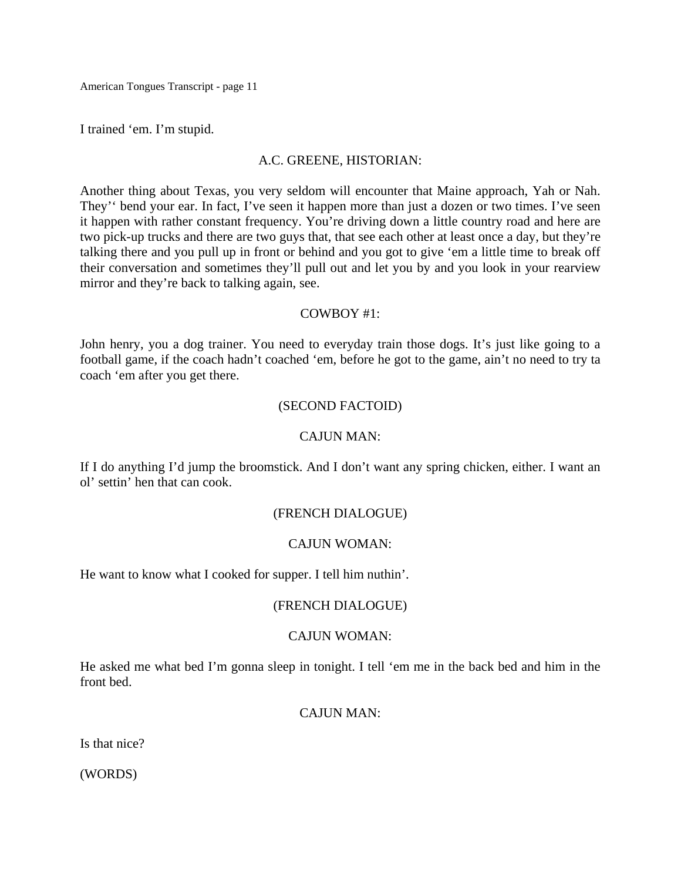I trained ‘em. I’m stupid.

A.C. GREENE, HISTORIAN:

Another thing about Texas, you very seldom will encounter that Maine approach, Yah or Nah. They’‘ bend your ear. In fact, I’ve seen it happen more than just a dozen or two times. I’ve seen it happen with rather constant frequency. You’re driving down a little country road and here are two pick-up trucks and there are two guys that, that see each other at least once a day, but they’re talking there and you pull up in front or behind and you got to give ‘em a little time to break off their conversation and sometimes they’ll pull out and let you by and you look in your rearview mirror and they’re back to talking again, see.

COWBOY #1:

John henry, you a dog trainer. You need to everyday train those dogs. It’s just like going to a football game, if the coach hadn’t coached ‘em, before he got to the game, ain’t no need to try ta coach ‘em after you get there.

(SECOND FACTOID)

CAJUN MAN:

If I do anything I’d jump the broomstick. And I don’t want any spring chicken, either. I want an ol’ settin’ hen that can cook.

(FRENCH DIALOGUE)

CAJUN WOMAN:

He want to know what I cooked for supper. I tell him nuthin’.

(FRENCH DIALOGUE)

CAJUN WOMAN:

He asked me what bed I’m gonna sleep in tonight. I tell ‘em me in the back bed and him in the front bed.

CAJUN MAN:

Is that nice?

(WORDS)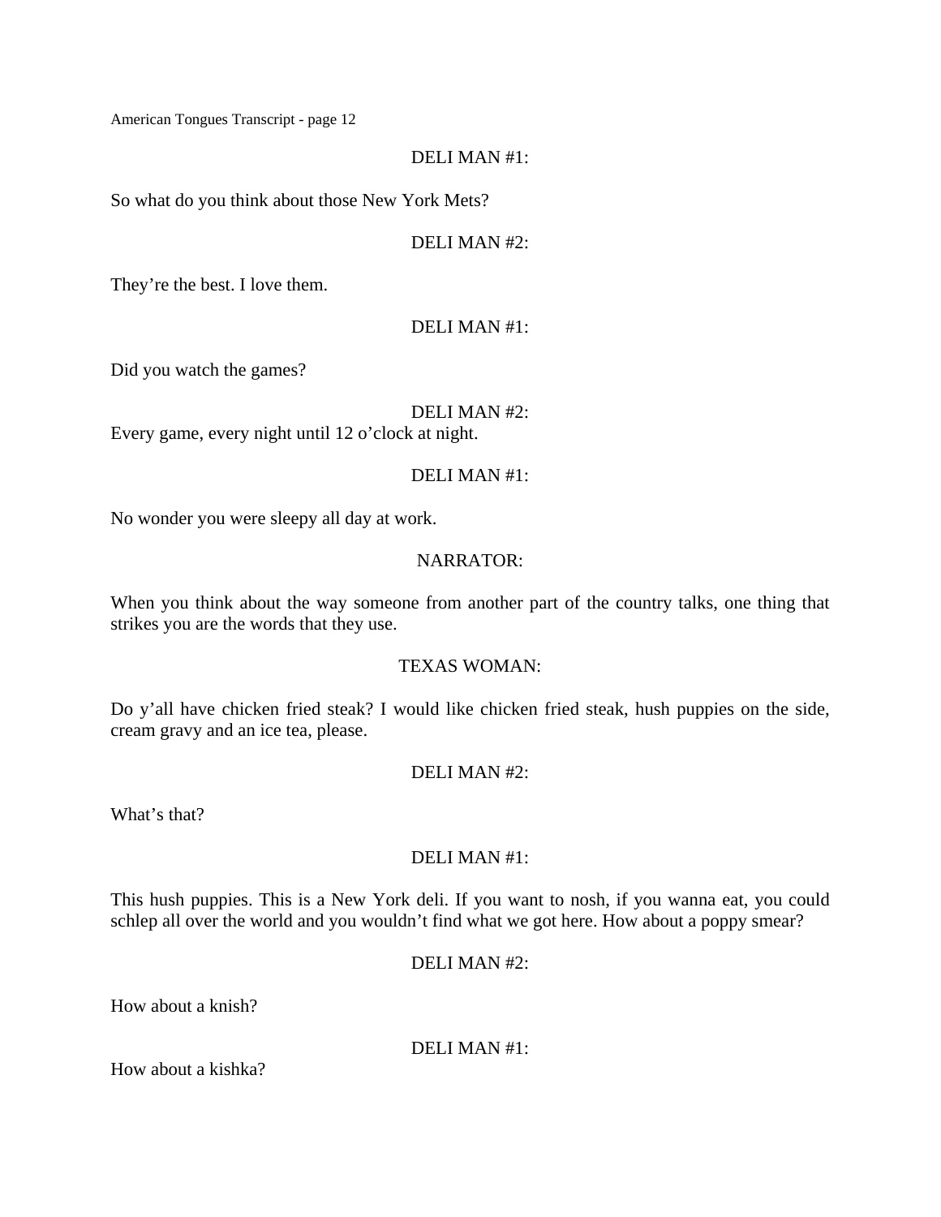DELI MAN #1:

So what do you think about those New York Mets?

DELI MAN #2:

They're the best. I love them.

DELI MAN #1:

Did you watch the games?

DELI MAN #2:

Every game, every night until 12 o'clock at night.

DELI MAN #1:

No wonder you were sleepy all day at work.

NARRATOR:

When you think about the way someone from another part of the country talks, one thing that strikes you are the words that they use.

TEXAS WOMAN:

Do y'all have chicken fried steak? I would like chicken fried steak, hush puppies on the side, cream gravy and an ice tea, please.

DELI MAN #2:

What's that?

DELI MAN #1:

This hush puppies. This is a New York deli. If you want to nosh, if you wanna eat, you could schlep all over the world and you wouldn't find what we got here. How about a poppy smear?

DELI MAN #2:

How about a knish?

DELI MAN #1:

How about a kishka?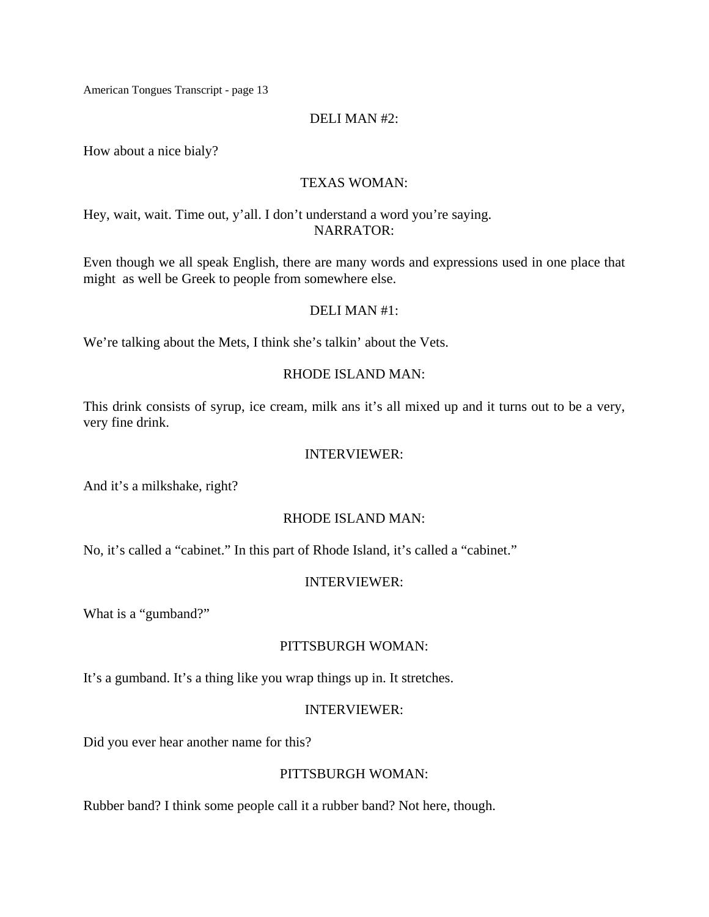DELI MAN #2:

How about a nice bialy?

TEXAS WOMAN:

Hey, wait, wait. Time out, y'all. I don't understand a word you're saying.

NARRATOR:

Even though we all speak English, there are many words and expressions used in one place that might as well be Greek to people from somewhere else.

DELI MAN #1:

We're talking about the Mets, I think she's talkin' about the Vets.

RHODE ISLAND MAN:

This drink consists of syrup, ice cream, milk ans it's all mixed up and it turns out to be a very, very fine drink.

INTERVIEWER:

And it's a milkshake, right?

RHODE ISLAND MAN:

No, it's called a "cabinet." In this part of Rhode Island, it's called a "cabinet."

INTERVIEWER:

What is a "gumband?"

PITTSBURGH WOMAN:

It's a gumband. It's a thing like you wrap things up in. It stretches.

INTERVIEWER:

Did you ever hear another name for this?

PITTSBURGH WOMAN:

Rubber band? I think some people call it a rubber band? Not here, though.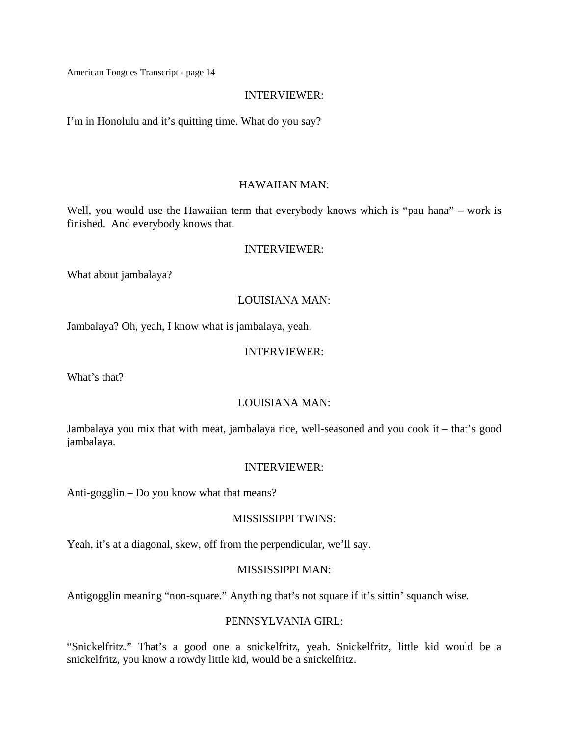INTERVIEWER:

I'm in Honolulu and it's quitting time. What do you say?

HAWAIIAN MAN:

Well, you would use the Hawaiian term that everybody knows which is "pau hana" – work is finished. And everybody knows that.

INTERVIEWER:

What about jambalaya?

LOUISIANA MAN:

Jambalaya? Oh, yeah, I know what is jambalaya, yeah.

INTERVIEWER:

What's that?

LOUISIANA MAN:

Jambalaya you mix that with meat, jambalaya rice, well-seasoned and you cook it – that's good jambalaya.

INTERVIEWER:

Anti-gogglin – Do you know what that means?

MISSISSIPPI TWINS:

Yeah, it's at a diagonal, skew, off from the perpendicular, we'll say.

MISSISSIPPI MAN:

Antigogglin meaning "non-square." Anything that's not square if it's sittin' squanch wise.

PENNSYLVANIA GIRL:

"Snickelfritz." That's a good one a snickelfritz, yeah. Snickelfritz, little kid would be a snickelfritz, you know a rowdy little kid, would be a snickelfritz.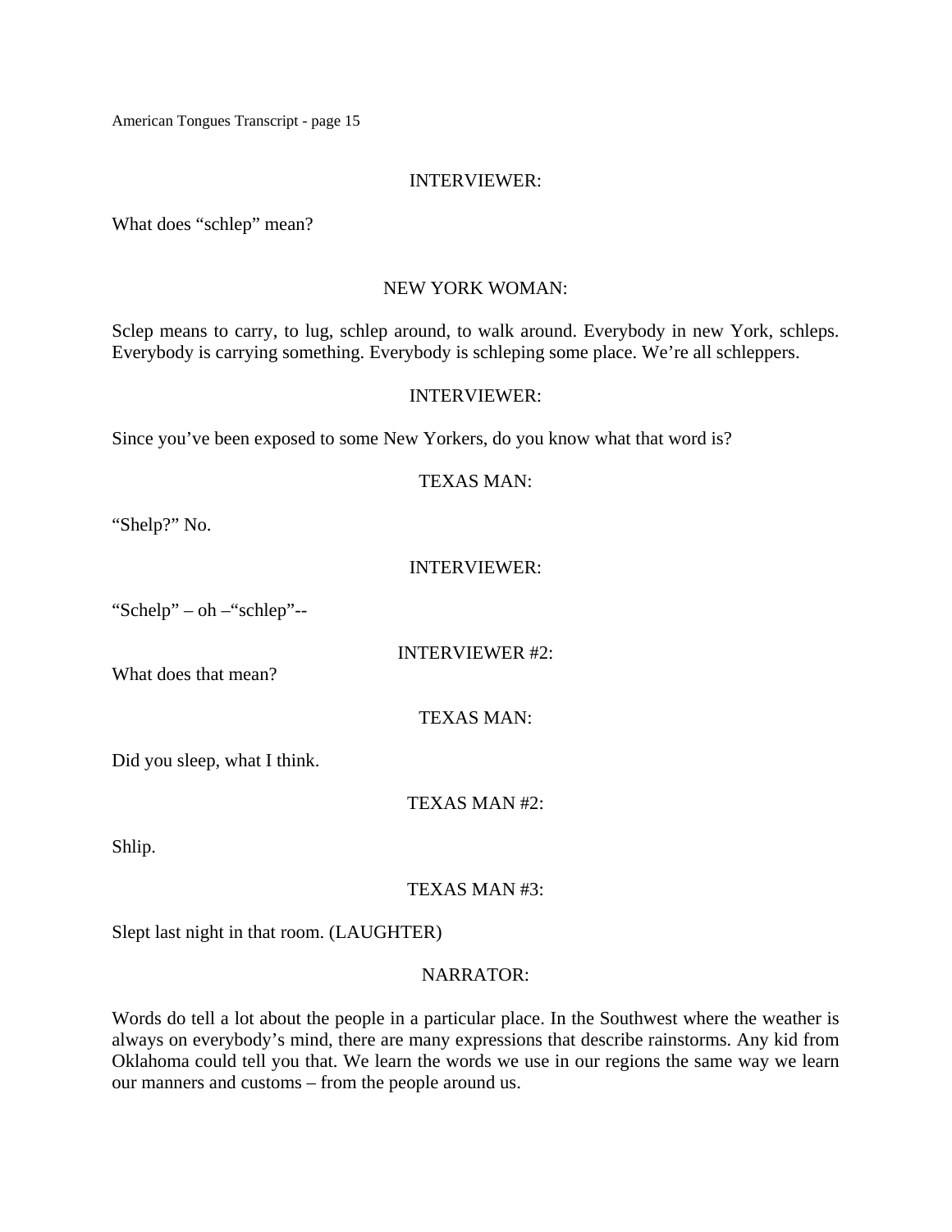INTERVIEWER:

What does “schlep” mean?

NEW YORK WOMAN:

Sclep means to carry, to lug, schlep around, to walk around. Everybody in new York, schleps. Everybody is carrying something. Everybody is schleping some place. We’re all schleppers.

INTERVIEWER:

Since you’ve been exposed to some New Yorkers, do you know what that word is?

TEXAS MAN:

“Shelp?” No.

INTERVIEWER:

“Schelp” – oh –“schlep”--

INTERVIEWER #2:

What does that mean?

TEXAS MAN:

Did you sleep, what I think.

TEXAS MAN #2:

Shlip.

TEXAS MAN #3:

Slept last night in that room. (LAUGHTER)

NARRATOR:

Words do tell a lot about the people in a particular place. In the Southwest where the weather is always on everybody’s mind, there are many expressions that describe rainstorms. Any kid from Oklahoma could tell you that. We learn the words we use in our regions the same way we learn our manners and customs – from the people around us.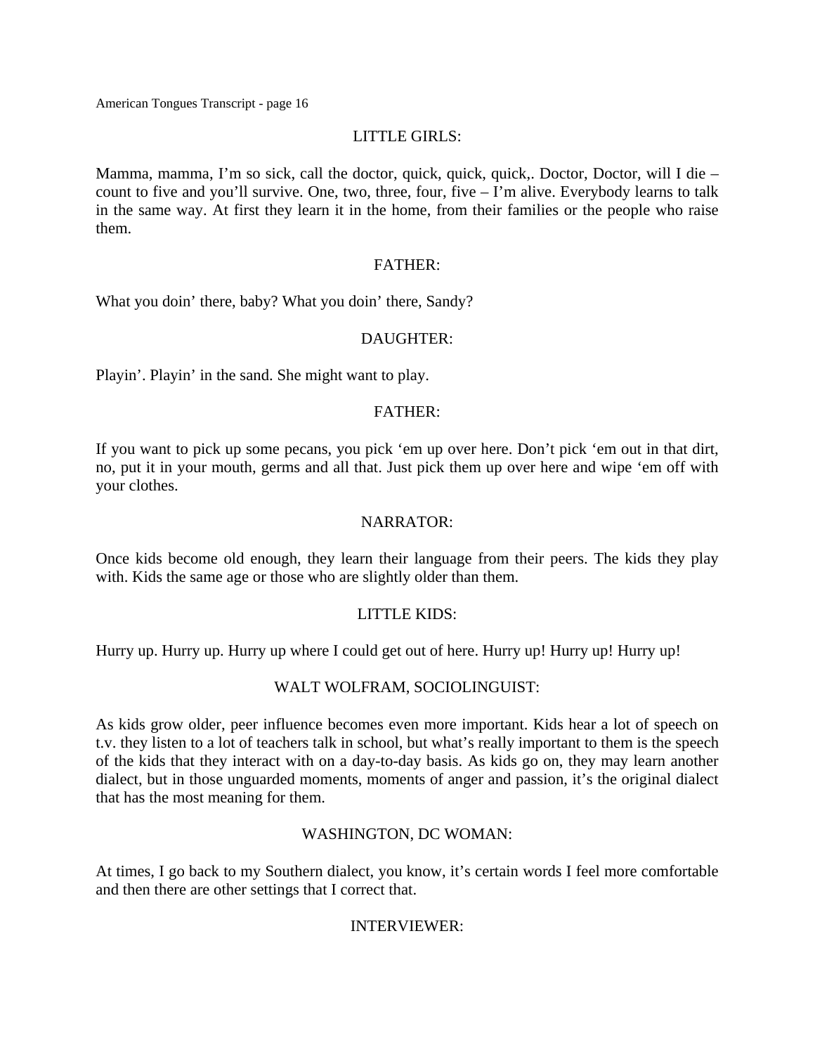LITTLE GIRLS:

Mamma, mamma, I'm so sick, call the doctor, quick, quick, quick,. Doctor, Doctor, will I die – count to five and you'll survive. One, two, three, four, five – I'm alive. Everybody learns to talk in the same way. At first they learn it in the home, from their families or the people who raise them.

FATHER:

What you doin' there, baby? What you doin' there, Sandy?

DAUGHTER:

Playin'. Playin' in the sand. She might want to play.

FATHER:

If you want to pick up some pecans, you pick 'em up over here. Don't pick 'em out in that dirt, no, put it in your mouth, germs and all that. Just pick them up over here and wipe 'em off with your clothes.

NARRATOR:

Once kids become old enough, they learn their language from their peers. The kids they play with. Kids the same age or those who are slightly older than them.

LITTLE KIDS:

Hurry up. Hurry up. Hurry up where I could get out of here. Hurry up! Hurry up! Hurry up!

WALT WOLFRAM, SOCIOLINGUIST:

As kids grow older, peer influence becomes even more important. Kids hear a lot of speech on t.v. they listen to a lot of teachers talk in school, but what's really important to them is the speech of the kids that they interact with on a day-to-day basis. As kids go on, they may learn another dialect, but in those unguarded moments, moments of anger and passion, it's the original dialect that has the most meaning for them.

WASHINGTON, DC WOMAN:

At times, I go back to my Southern dialect, you know, it's certain words I feel more comfortable and then there are other settings that I correct that.

INTERVIEWER: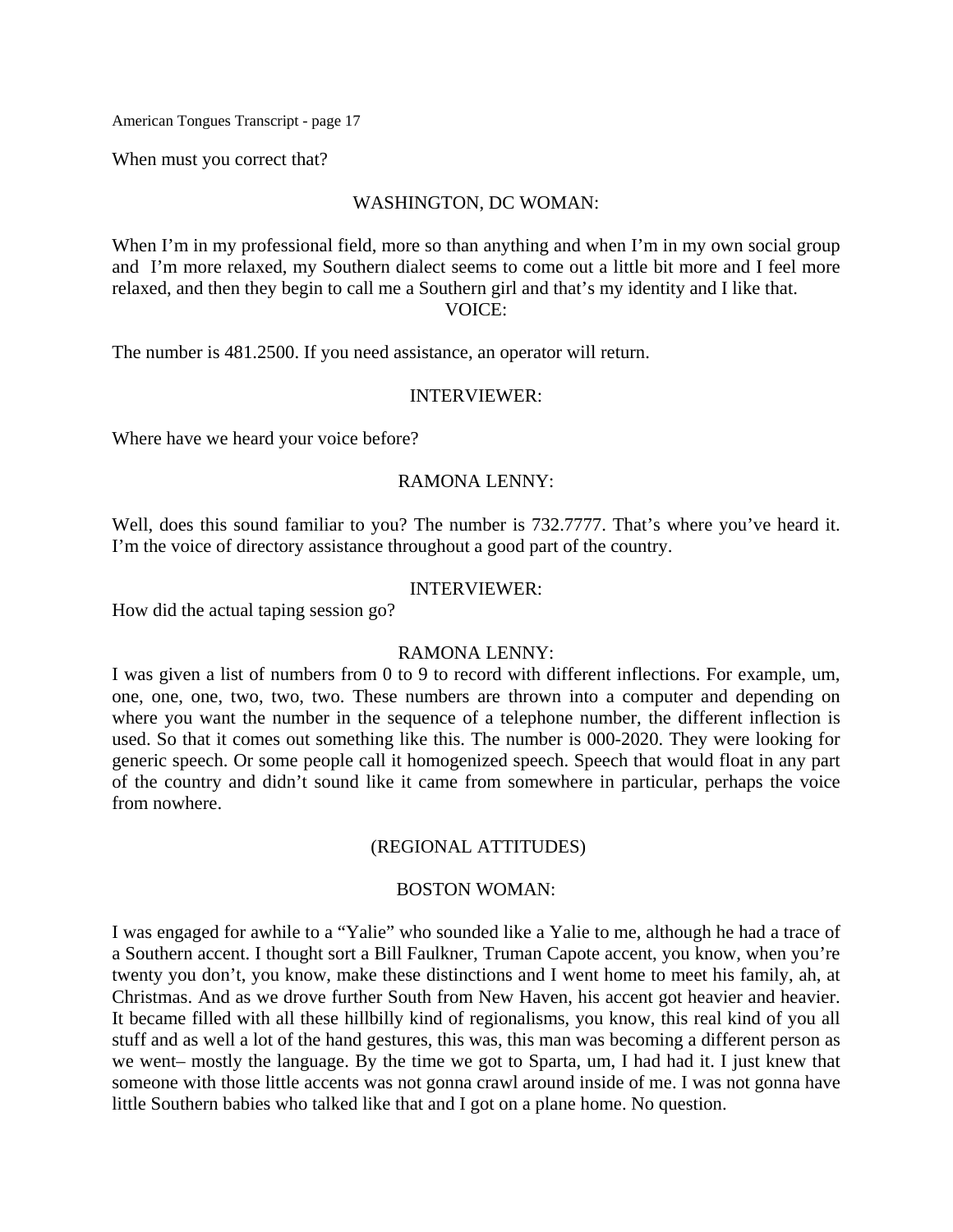When must you correct that?

WASHINGTON, DC WOMAN:

When I'm in my professional field, more so than anything and when I'm in my own social group and I'm more relaxed, my Southern dialect seems to come out a little bit more and I feel more relaxed, and then they begin to call me a Southern girl and that's my identity and I like that.

VOICE:

The number is 481.2500. If you need assistance, an operator will return.

INTERVIEWER:

Where have we heard your voice before?

RAMONA LENNY:

Well, does this sound familiar to you? The number is 732.7777. That's where you've heard it. I'm the voice of directory assistance throughout a good part of the country.

INTERVIEWER:

How did the actual taping session go?

RAMONA LENNY:

I was given a list of numbers from 0 to 9 to record with different inflections. For example, um, one, one, one, two, two, two. These numbers are thrown into a computer and depending on where you want the number in the sequence of a telephone number, the different inflection is used. So that it comes out something like this. The number is 000-2020. They were looking for generic speech. Or some people call it homogenized speech. Speech that would float in any part of the country and didn't sound like it came from somewhere in particular, perhaps the voice from nowhere.

(REGIONAL ATTITUDES)

BOSTON WOMAN:

I was engaged for awhile to a "Yalie" who sounded like a Yalie to me, although he had a trace of a Southern accent. I thought sort a Bill Faulkner, Truman Capote accent, you know, when you're twenty you don't, you know, make these distinctions and I went home to meet his family, ah, at Christmas. And as we drove further South from New Haven, his accent got heavier and heavier. It became filled with all these hillbilly kind of regionalisms, you know, this real kind of you all stuff and as well a lot of the hand gestures, this was, this man was becoming a different person as we went– mostly the language. By the time we got to Sparta, um, I had had it. I just knew that someone with those little accents was not gonna crawl around inside of me. I was not gonna have little Southern babies who talked like that and I got on a plane home. No question.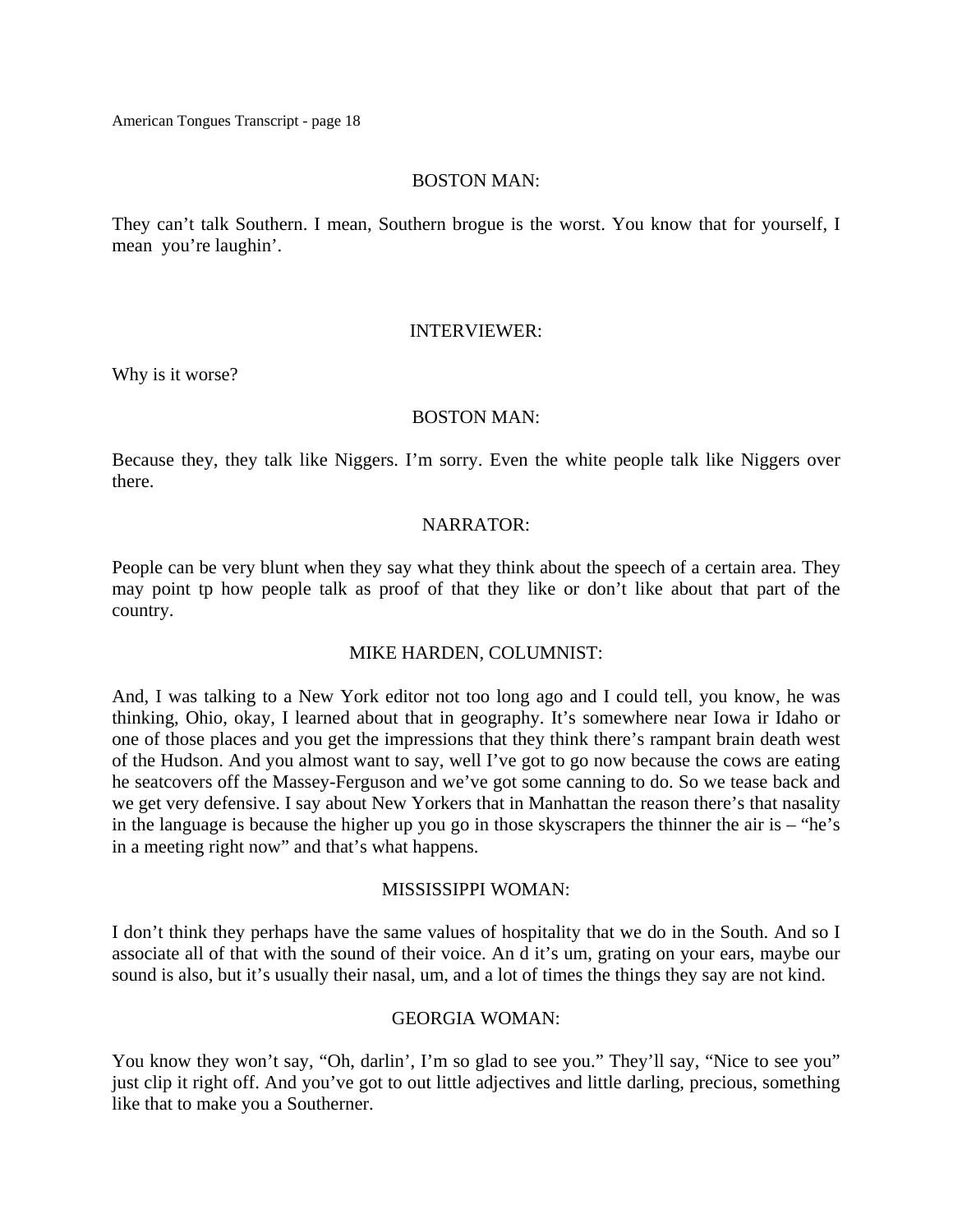BOSTON MAN:

They can't talk Southern. I mean, Southern brogue is the worst. You know that for yourself, I mean you're laughin'.

INTERVIEWER:

Why is it worse?

BOSTON MAN:

Because they, they talk like Niggers. I'm sorry. Even the white people talk like Niggers over there.

NARRATOR:

People can be very blunt when they say what they think about the speech of a certain area. They may point tp how people talk as proof of that they like or don't like about that part of the country.

MIKE HARDEN, COLUMNIST:

And, I was talking to a New York editor not too long ago and I could tell, you know, he was thinking, Ohio, okay, I learned about that in geography. It's somewhere near Iowa ir Idaho or one of those places and you get the impressions that they think there's rampant brain death west of the Hudson. And you almost want to say, well I've got to go now because the cows are eating he seatcovers off the Massey-Ferguson and we've got some canning to do. So we tease back and we get very defensive. I say about New Yorkers that in Manhattan the reason there's that nasality in the language is because the higher up you go in those skyscrapers the thinner the air is – "he's in a meeting right now" and that's what happens.

MISSISSIPPI WOMAN:

I don't think they perhaps have the same values of hospitality that we do in the South. And so I associate all of that with the sound of their voice. An d it's um, grating on your ears, maybe our sound is also, but it's usually their nasal, um, and a lot of times the things they say are not kind.

GEORGIA WOMAN:

You know they won't say, "Oh, darlin', I'm so glad to see you." They'll say, "Nice to see you" just clip it right off. And you've got to out little adjectives and little darling, precious, something like that to make you a Southerner.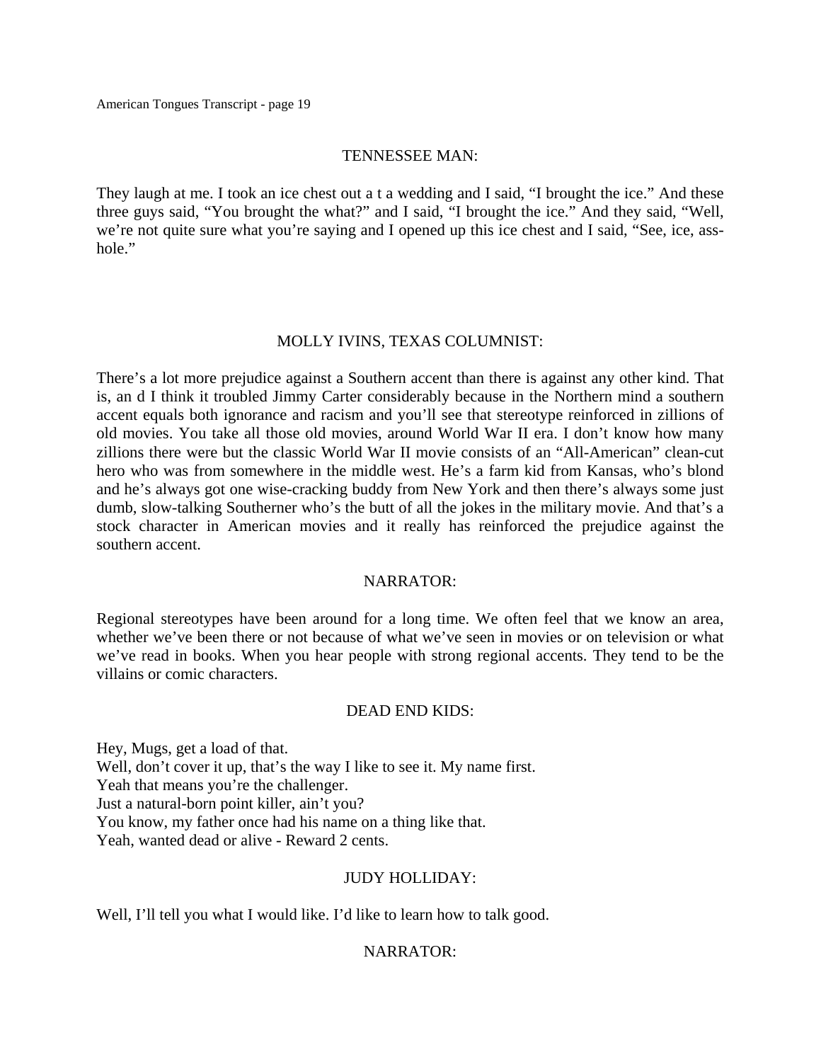TENNESSEE MAN:

They laugh at me. I took an ice chest out a t a wedding and I said, “I brought the ice.” And these three guys said, “You brought the what?” and I said, “I brought the ice.” And they said, “Well, we’re not quite sure what you’re saying and I opened up this ice chest and I said, “See, ice, ass-hole.”

MOLLY IVINS, TEXAS COLUMNIST:

There’s a lot more prejudice against a Southern accent than there is against any other kind. That is, an d I think it troubled Jimmy Carter considerably because in the Northern mind a southern accent equals both ignorance and racism and you’ll see that stereotype reinforced in zillions of old movies. You take all those old movies, around World War II era. I don’t know how many zillions there were but the classic World War II movie consists of an “All-American” clean-cut hero who was from somewhere in the middle west. He’s a farm kid from Kansas, who’s blond and he’s always got one wise-cracking buddy from New York and then there’s always some just dumb, slow-talking Southerner who’s the butt of all the jokes in the military movie. And that’s a stock character in American movies and it really has reinforced the prejudice against the southern accent.

NARRATOR:

Regional stereotypes have been around for a long time. We often feel that we know an area, whether we’ve been there or not because of what we’ve seen in movies or on television or what we’ve read in books. When you hear people with strong regional accents. They tend to be the villains or comic characters.

DEAD END KIDS:

Hey, Mugs, get a load of that.
Well, don’t cover it up, that’s the way I like to see it. My name first.
Yeah that means you’re the challenger.
Just a natural-born point killer, ain’t you?
You know, my father once had his name on a thing like that.
Yeah, wanted dead or alive - Reward 2 cents.

JUDY HOLLIDAY:

Well, I’ll tell you what I would like. I’d like to learn how to talk good.

NARRATOR: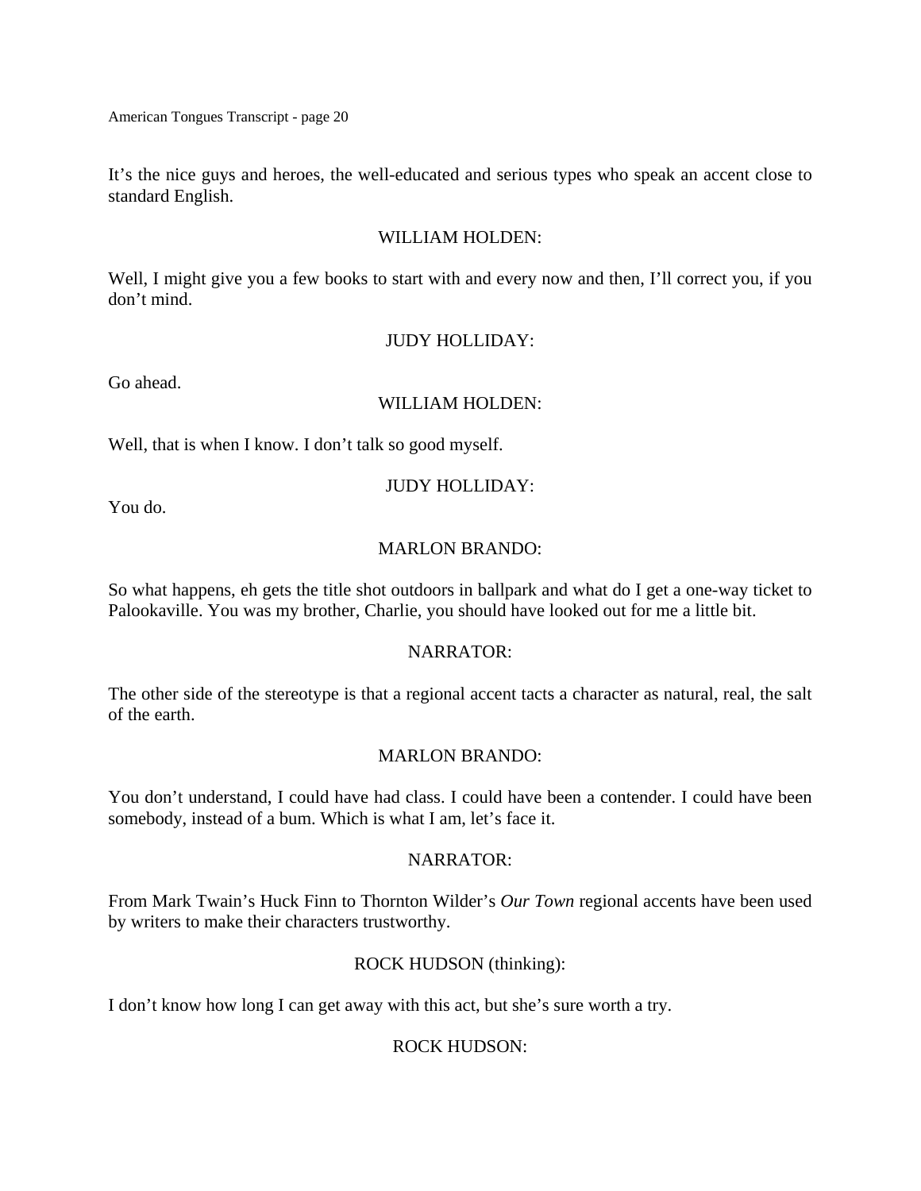It's the nice guys and heroes, the well-educated and serious types who speak an accent close to standard English.

WILLIAM HOLDEN:

Well, I might give you a few books to start with and every now and then, I'll correct you, if you don't mind.

JUDY HOLLIDAY:

Go ahead.

WILLIAM HOLDEN:

Well, that is when I know. I don't talk so good myself.

JUDY HOLLIDAY:

You do.

MARLON BRANDO:

So what happens, eh gets the title shot outdoors in ballpark and what do I get a one-way ticket to Palookaville. You was my brother, Charlie, you should have looked out for me a little bit.

NARRATOR:

The other side of the stereotype is that a regional accent tacts a character as natural, real, the salt of the earth.

MARLON BRANDO:

You don't understand, I could have had class. I could have been a contender. I could have been somebody, instead of a bum. Which is what I am, let's face it.

NARRATOR:

From Mark Twain's Huck Finn to Thornton Wilder's *Our Town* regional accents have been used by writers to make their characters trustworthy.

ROCK HUDSON (thinking):

I don't know how long I can get away with this act, but she's sure worth a try.

ROCK HUDSON: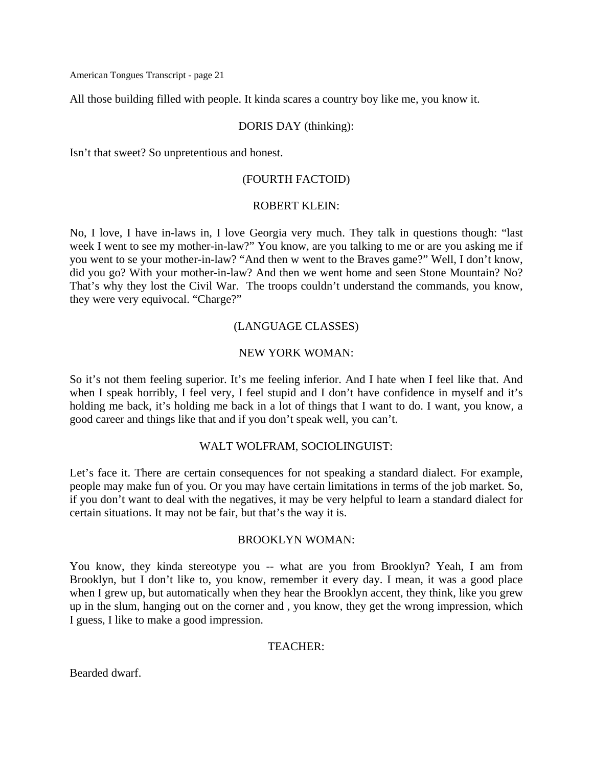All those building filled with people. It kinda scares a country boy like me, you know it.

DORIS DAY (thinking):

Isn't that sweet? So unpretentious and honest.

(FOURTH FACTOID)

ROBERT KLEIN:

No, I love, I have in-laws in, I love Georgia very much. They talk in questions though: "last week I went to see my mother-in-law?" You know, are you talking to me or are you asking me if you went to se your mother-in-law? "And then w went to the Braves game?" Well, I don't know, did you go? With your mother-in-law? And then we went home and seen Stone Mountain? No? That's why they lost the Civil War. The troops couldn't understand the commands, you know, they were very equivocal. "Charge?"

(LANGUAGE CLASSES)

NEW YORK WOMAN:

So it's not them feeling superior. It's me feeling inferior. And I hate when I feel like that. And when I speak horribly, I feel very, I feel stupid and I don't have confidence in myself and it's holding me back, it's holding me back in a lot of things that I want to do. I want, you know, a good career and things like that and if you don't speak well, you can't.

WALT WOLFRAM, SOCIOLINGUIST:

Let's face it. There are certain consequences for not speaking a standard dialect. For example, people may make fun of you. Or you may have certain limitations in terms of the job market. So, if you don't want to deal with the negatives, it may be very helpful to learn a standard dialect for certain situations. It may not be fair, but that's the way it is.

BROOKLYN WOMAN:

You know, they kinda stereotype you -- what are you from Brooklyn? Yeah, I am from Brooklyn, but I don't like to, you know, remember it every day. I mean, it was a good place when I grew up, but automatically when they hear the Brooklyn accent, they think, like you grew up in the slum, hanging out on the corner and , you know, they get the wrong impression, which I guess, I like to make a good impression.

TEACHER:

Bearded dwarf.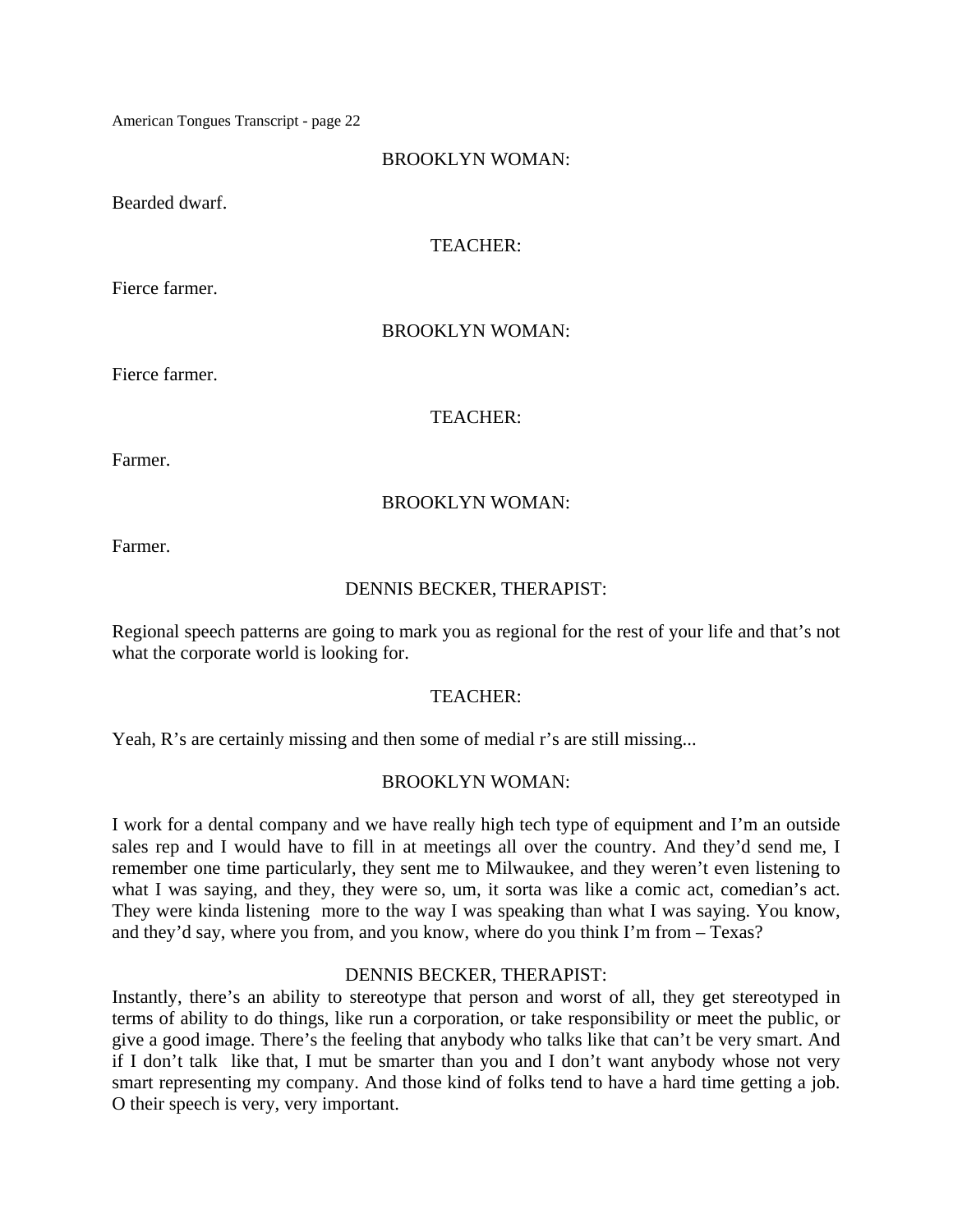BROOKLYN WOMAN:

Bearded dwarf.

TEACHER:

Fierce farmer.

BROOKLYN WOMAN:

Fierce farmer.

TEACHER:

Farmer.

BROOKLYN WOMAN:

Farmer.

DENNIS BECKER, THERAPIST:

Regional speech patterns are going to mark you as regional for the rest of your life and that's not what the corporate world is looking for.

TEACHER:

Yeah, R's are certainly missing and then some of medial r's are still missing...

BROOKLYN WOMAN:

I work for a dental company and we have really high tech type of equipment and I'm an outside sales rep and I would have to fill in at meetings all over the country. And they'd send me, I remember one time particularly, they sent me to Milwaukee, and they weren't even listening to what I was saying, and they, they were so, um, it sorta was like a comic act, comedian's act. They were kinda listening more to the way I was speaking than what I was saying. You know, and they'd say, where you from, and you know, where do you think I'm from – Texas?

DENNIS BECKER, THERAPIST:

Instantly, there's an ability to stereotype that person and worst of all, they get stereotyped in terms of ability to do things, like run a corporation, or take responsibility or meet the public, or give a good image. There's the feeling that anybody who talks like that can't be very smart. And if I don't talk like that, I mut be smarter than you and I don't want anybody whose not very smart representing my company. And those kind of folks tend to have a hard time getting a job. O their speech is very, very important.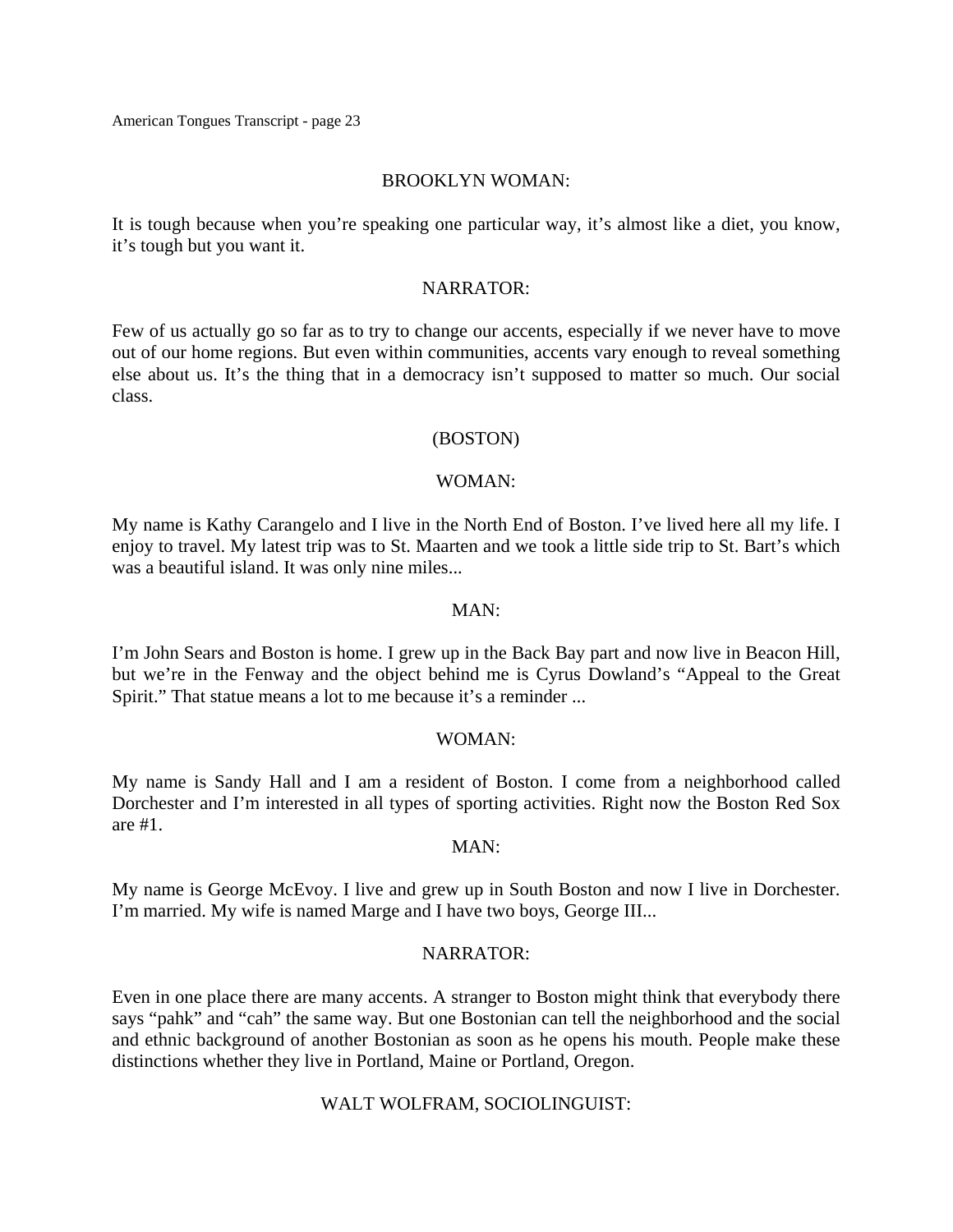BROOKLYN WOMAN:

It is tough because when you're speaking one particular way, it's almost like a diet, you know, it's tough but you want it.

NARRATOR:

Few of us actually go so far as to try to change our accents, especially if we never have to move out of our home regions. But even within communities, accents vary enough to reveal something else about us. It's the thing that in a democracy isn't supposed to matter so much. Our social class.

(BOSTON)

WOMAN:

My name is Kathy Carangelo and I live in the North End of Boston. I've lived here all my life. I enjoy to travel. My latest trip was to St. Maarten and we took a little side trip to St. Bart's which was a beautiful island. It was only nine miles...

MAN:

I'm John Sears and Boston is home. I grew up in the Back Bay part and now live in Beacon Hill, but we're in the Fenway and the object behind me is Cyrus Dowland's "Appeal to the Great Spirit." That statue means a lot to me because it's a reminder ...

WOMAN:

My name is Sandy Hall and I am a resident of Boston. I come from a neighborhood called Dorchester and I'm interested in all types of sporting activities. Right now the Boston Red Sox are #1.

MAN:

My name is George McEvoy. I live and grew up in South Boston and now I live in Dorchester. I'm married. My wife is named Marge and I have two boys, George III...

NARRATOR:

Even in one place there are many accents. A stranger to Boston might think that everybody there says "pahk" and "cah" the same way. But one Bostonian can tell the neighborhood and the social and ethnic background of another Bostonian as soon as he opens his mouth. People make these distinctions whether they live in Portland, Maine or Portland, Oregon.

WALT WOLFRAM, SOCIOLINGUIST: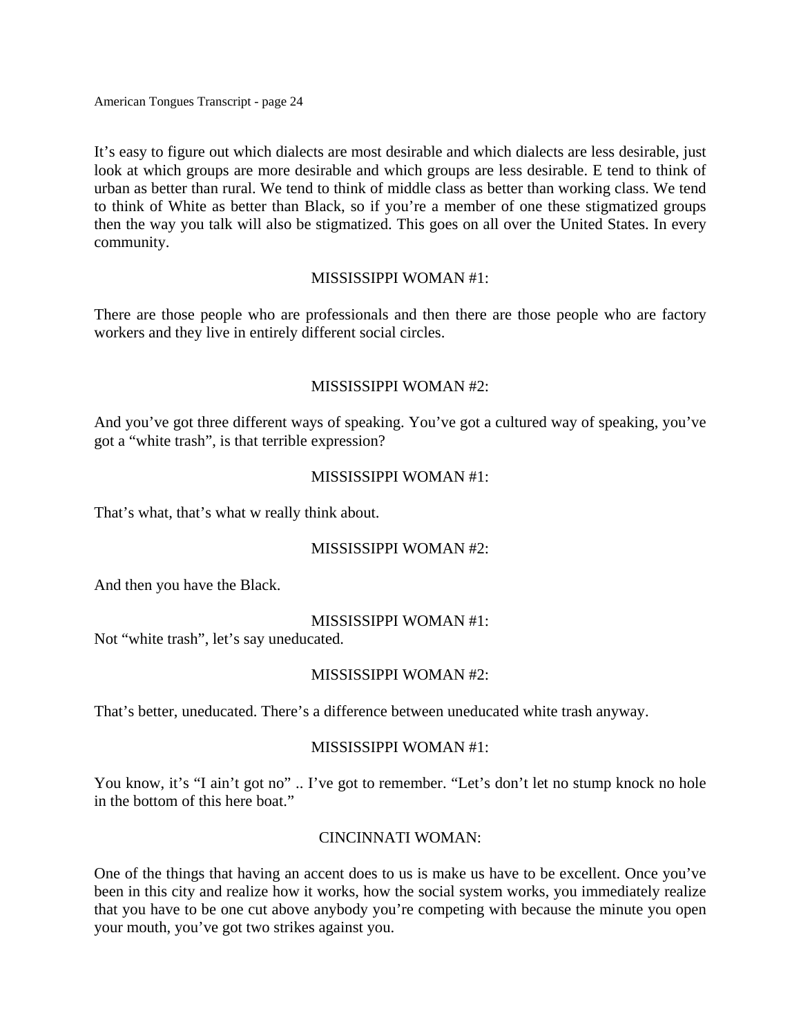It's easy to figure out which dialects are most desirable and which dialects are less desirable, just look at which groups are more desirable and which groups are less desirable. E tend to think of urban as better than rural. We tend to think of middle class as better than working class. We tend to think of White as better than Black, so if you're a member of one these stigmatized groups then the way you talk will also be stigmatized. This goes on all over the United States. In every community.

MISSISSIPPI WOMAN #1:

There are those people who are professionals and then there are those people who are factory workers and they live in entirely different social circles.

MISSISSIPPI WOMAN #2:

And you've got three different ways of speaking. You've got a cultured way of speaking, you've got a "white trash", is that terrible expression?

MISSISSIPPI WOMAN #1:

That's what, that's what w really think about.

MISSISSIPPI WOMAN #2:

And then you have the Black.

MISSISSIPPI WOMAN #1:

Not "white trash", let's say uneducated.

MISSISSIPPI WOMAN #2:

That's better, uneducated. There's a difference between uneducated white trash anyway.

MISSISSIPPI WOMAN #1:

You know, it's "I ain't got no" .. I've got to remember. "Let's don't let no stump knock no hole in the bottom of this here boat."

CINCINNATI WOMAN:

One of the things that having an accent does to us is make us have to be excellent. Once you've been in this city and realize how it works, how the social system works, you immediately realize that you have to be one cut above anybody you're competing with because the minute you open your mouth, you've got two strikes against you.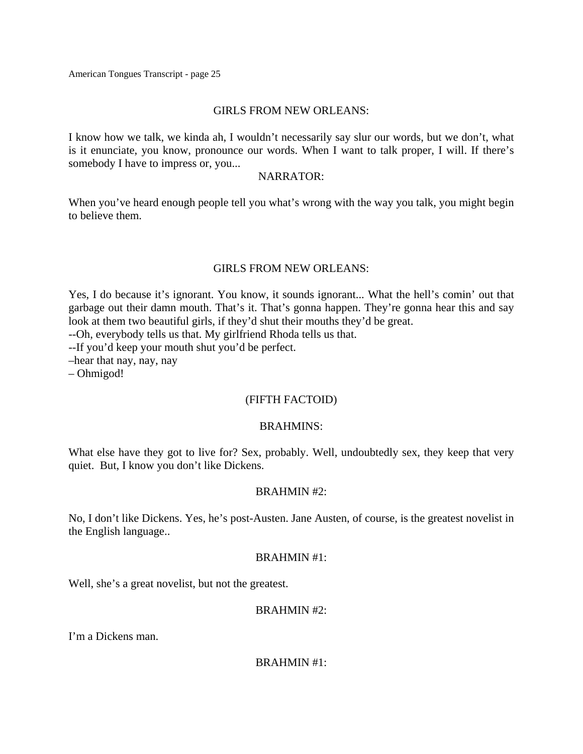GIRLS FROM NEW ORLEANS:

I know how we talk, we kinda ah, I wouldn't necessarily say slur our words, but we don't, what is it enunciate, you know, pronounce our words. When I want to talk proper, I will. If there's somebody I have to impress or, you...

NARRATOR:

When you've heard enough people tell you what's wrong with the way you talk, you might begin to believe them.

GIRLS FROM NEW ORLEANS:

Yes, I do because it's ignorant. You know, it sounds ignorant... What the hell's comin' out that garbage out their damn mouth. That's it. That's gonna happen. They're gonna hear this and say look at them two beautiful girls, if they'd shut their mouths they'd be great.
--Oh, everybody tells us that. My girlfriend Rhoda tells us that.
--If you'd keep your mouth shut you'd be perfect.
–hear that nay, nay, nay
– Ohmigod!

(FIFTH FACTOID)

BRAHMINS:

What else have they got to live for? Sex, probably. Well, undoubtedly sex, they keep that very quiet. But, I know you don't like Dickens.

BRAHMIN #2:

No, I don't like Dickens. Yes, he's post-Austen. Jane Austen, of course, is the greatest novelist in the English language..

BRAHMIN #1:

Well, she's a great novelist, but not the greatest.

BRAHMIN #2:

I'm a Dickens man.

BRAHMIN #1: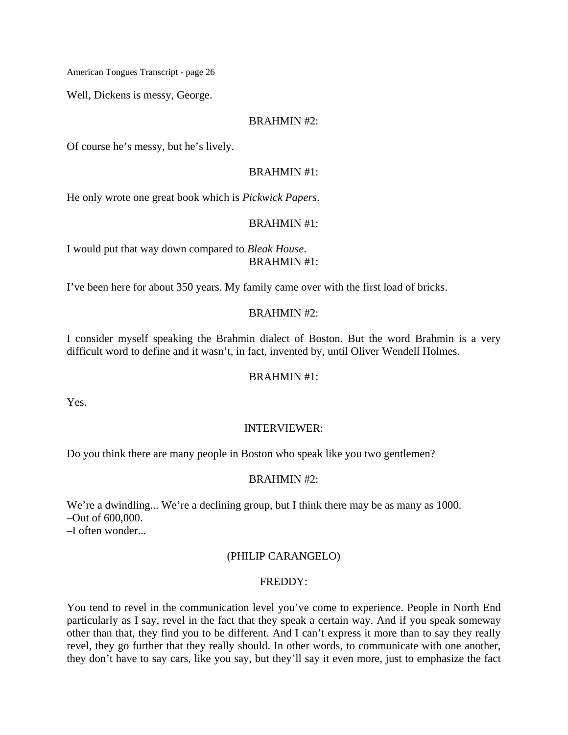Well, Dickens is messy, George.

BRAHMIN #2:

Of course he's messy, but he's lively.

BRAHMIN #1:

He only wrote one great book which is *Pickwick Papers*.

BRAHMIN #1:

I would put that way down compared to *Bleak House*.

BRAHMIN #1:

I've been here for about 350 years. My family came over with the first load of bricks.

BRAHMIN #2:

I consider myself speaking the Brahmin dialect of Boston. But the word Brahmin is a very difficult word to define and it wasn't, in fact, invented by, until Oliver Wendell Holmes.

BRAHMIN #1:

Yes.

INTERVIEWER:

Do you think there are many people in Boston who speak like you two gentlemen?

BRAHMIN #2:

We're a dwindling... We're a declining group, but I think there may be as many as 1000.
–Out of 600,000.
–I often wonder...

(PHILIP CARANGELO)

FREDDY:

You tend to revel in the communication level you've come to experience. People in North End particularly as I say, revel in the fact that they speak a certain way. And if you speak someway other than that, they find you to be different. And I can't express it more than to say they really revel, they go further that they really should. In other words, to communicate with one another, they don't have to say cars, like you say, but they'll say it even more, just to emphasize the fact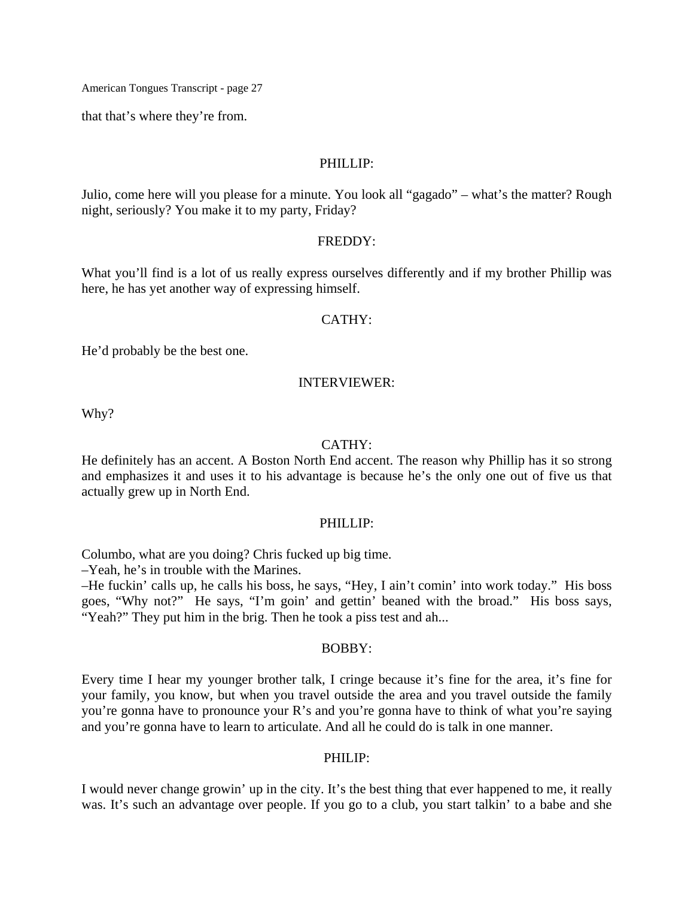that that's where they're from.

PHILLIP:

Julio, come here will you please for a minute. You look all "gagado" – what's the matter? Rough night, seriously? You make it to my party, Friday?

FREDDY:

What you'll find is a lot of us really express ourselves differently and if my brother Phillip was here, he has yet another way of expressing himself.

CATHY:

He'd probably be the best one.

INTERVIEWER:

Why?

CATHY:

He definitely has an accent. A Boston North End accent. The reason why Phillip has it so strong and emphasizes it and uses it to his advantage is because he's the only one out of five us that actually grew up in North End.

PHILLIP:

Columbo, what are you doing? Chris fucked up big time.
–Yeah, he's in trouble with the Marines.
–He fuckin' calls up, he calls his boss, he says, "Hey, I ain't comin' into work today." His boss goes, "Why not?" He says, "I'm goin' and gettin' beaned with the broad." His boss says, "Yeah?" They put him in the brig. Then he took a piss test and ah...

BOBBY:

Every time I hear my younger brother talk, I cringe because it's fine for the area, it's fine for your family, you know, but when you travel outside the area and you travel outside the family you're gonna have to pronounce your R's and you're gonna have to think of what you're saying and you're gonna have to learn to articulate. And all he could do is talk in one manner.

PHILIP:

I would never change growin' up in the city. It's the best thing that ever happened to me, it really was. It's such an advantage over people. If you go to a club, you start talkin' to a babe and she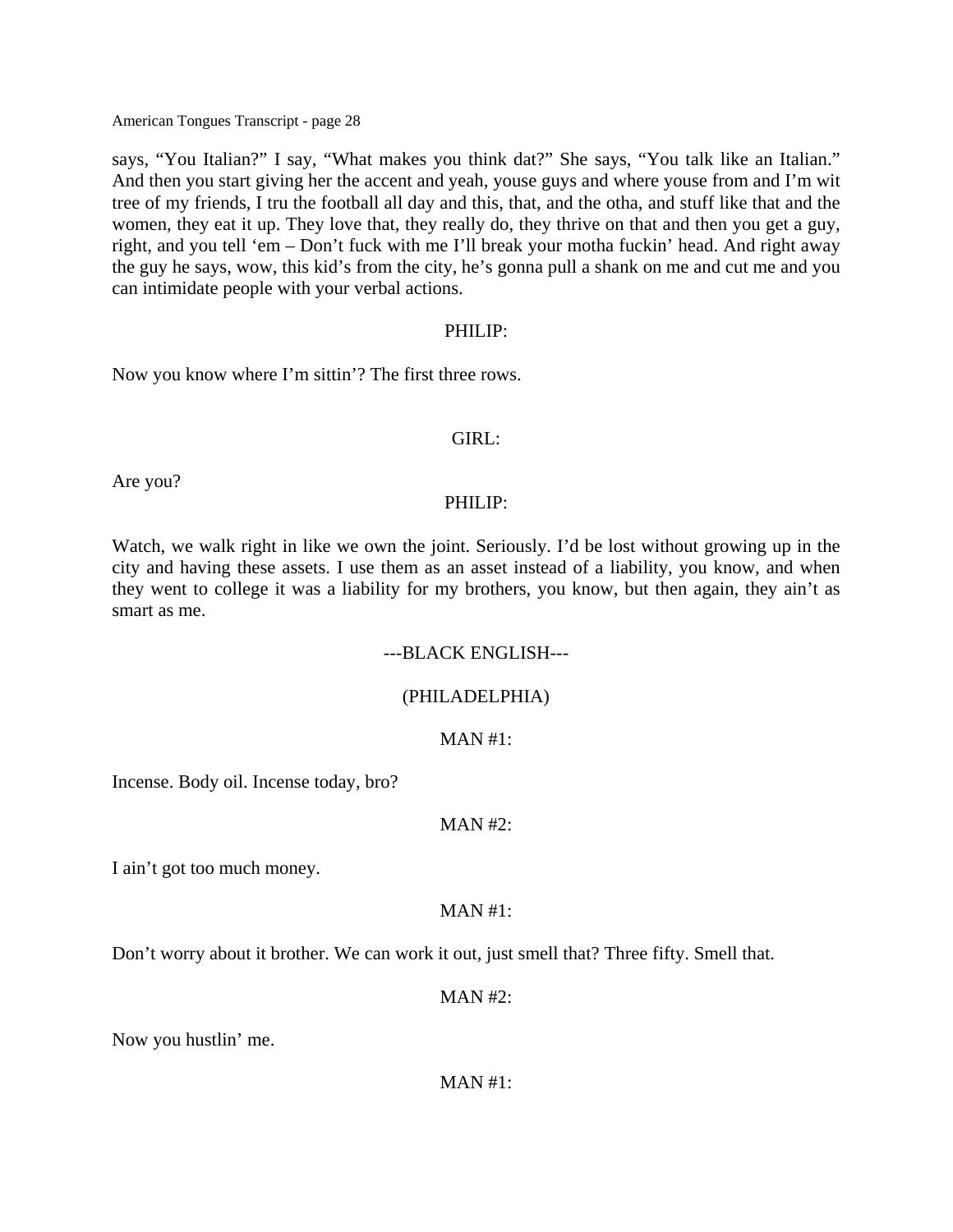says, "You Italian?" I say, "What makes you think dat?" She says, "You talk like an Italian." And then you start giving her the accent and yeah, youse guys and where youse from and I'm wit tree of my friends, I tru the football all day and this, that, and the otha, and stuff like that and the women, they eat it up. They love that, they really do, they thrive on that and then you get a guy, right, and you tell 'em – Don't fuck with me I'll break your motha fuckin' head. And right away the guy he says, wow, this kid's from the city, he's gonna pull a shank on me and cut me and you can intimidate people with your verbal actions.

PHILIP:

Now you know where I'm sittin'? The first three rows.

GIRL:

Are you?

PHILIP:

Watch, we walk right in like we own the joint. Seriously. I'd be lost without growing up in the city and having these assets. I use them as an asset instead of a liability, you know, and when they went to college it was a liability for my brothers, you know, but then again, they ain't as smart as me.

---BLACK ENGLISH---

(PHILADELPHIA)

MAN #1:

Incense. Body oil. Incense today, bro?

MAN #2:

I ain't got too much money.

MAN #1:

Don't worry about it brother. We can work it out, just smell that? Three fifty. Smell that.

MAN #2:

Now you hustlin' me.

MAN #1: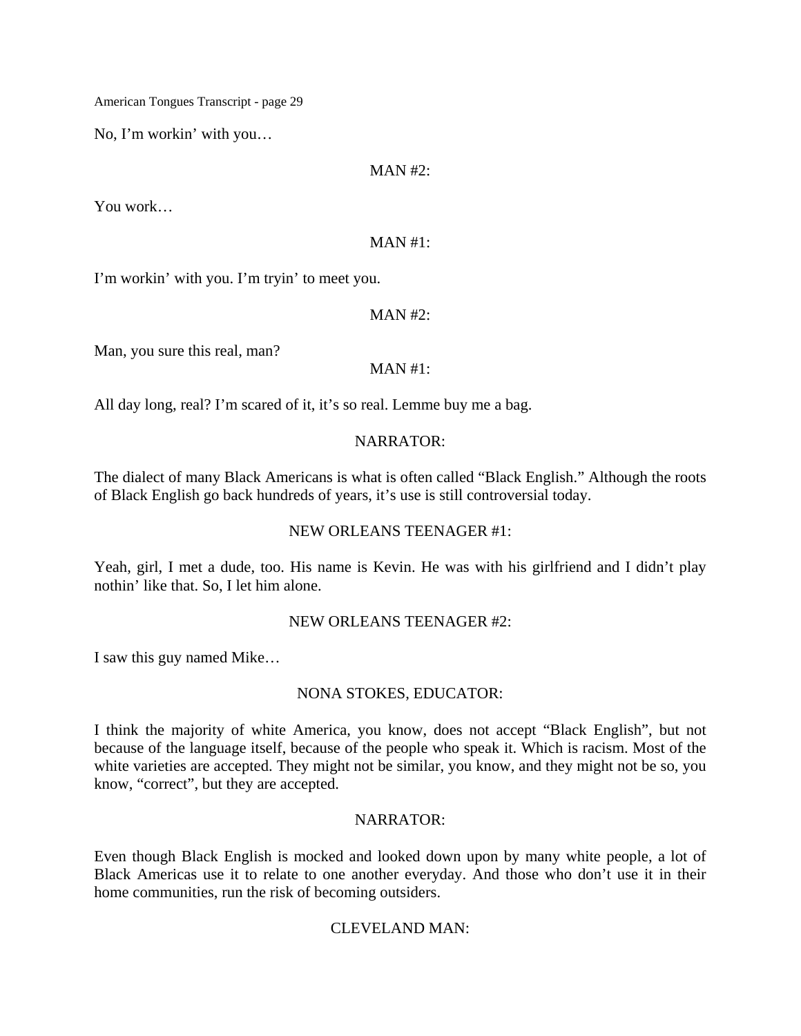No, I'm workin' with you…

MAN #2:

You work…

MAN #1:

I'm workin' with you. I'm tryin' to meet you.

MAN #2:

Man, you sure this real, man?

MAN #1:

All day long, real? I'm scared of it, it's so real. Lemme buy me a bag.

NARRATOR:

The dialect of many Black Americans is what is often called "Black English." Although the roots of Black English go back hundreds of years, it's use is still controversial today.

NEW ORLEANS TEENAGER #1:

Yeah, girl, I met a dude, too. His name is Kevin. He was with his girlfriend and I didn't play nothin' like that. So, I let him alone.

NEW ORLEANS TEENAGER #2:

I saw this guy named Mike…

NONA STOKES, EDUCATOR:

I think the majority of white America, you know, does not accept "Black English", but not because of the language itself, because of the people who speak it. Which is racism. Most of the white varieties are accepted. They might not be similar, you know, and they might not be so, you know, "correct", but they are accepted.

NARRATOR:

Even though Black English is mocked and looked down upon by many white people, a lot of Black Americas use it to relate to one another everyday. And those who don't use it in their home communities, run the risk of becoming outsiders.

CLEVELAND MAN: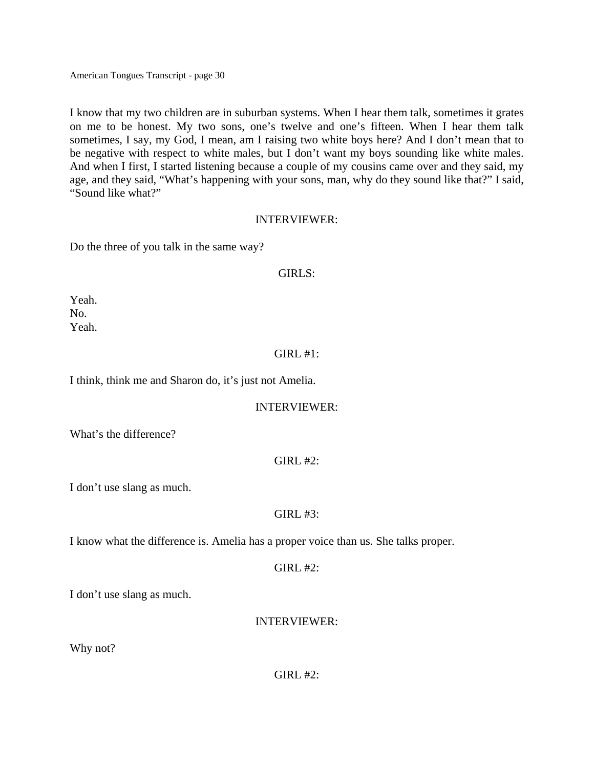I know that my two children are in suburban systems. When I hear them talk, sometimes it grates on me to be honest. My two sons, one's twelve and one's fifteen. When I hear them talk sometimes, I say, my God, I mean, am I raising two white boys here? And I don't mean that to be negative with respect to white males, but I don't want my boys sounding like white males. And when I first, I started listening because a couple of my cousins came over and they said, my age, and they said, "What's happening with your sons, man, why do they sound like that?" I said, "Sound like what?"

INTERVIEWER:

Do the three of you talk in the same way?

GIRLS:

Yeah.
No.
Yeah.

GIRL #1:

I think, think me and Sharon do, it's just not Amelia.

INTERVIEWER:

What's the difference?

GIRL #2:

I don't use slang as much.

GIRL #3:

I know what the difference is. Amelia has a proper voice than us. She talks proper.

GIRL #2:

I don't use slang as much.

INTERVIEWER:

Why not?

GIRL #2: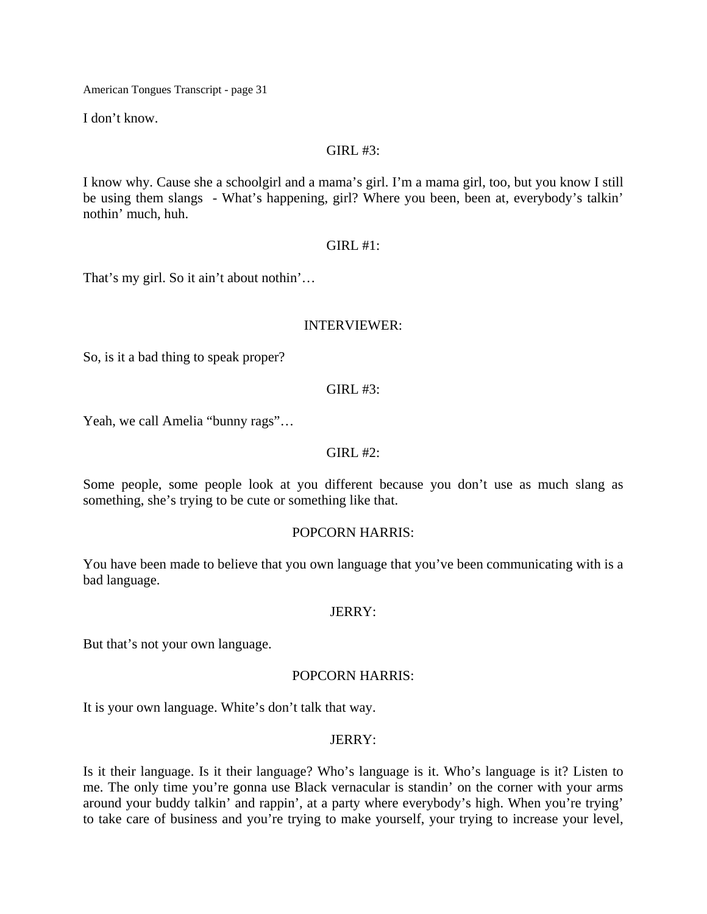I don't know.

GIRL #3:

I know why. Cause she a schoolgirl and a mama's girl. I'm a mama girl, too, but you know I still be using them slangs - What's happening, girl? Where you been, been at, everybody's talkin' nothin' much, huh.

GIRL #1:

That's my girl. So it ain't about nothin'…

INTERVIEWER:

So, is it a bad thing to speak proper?

GIRL #3:

Yeah, we call Amelia "bunny rags"…

GIRL #2:

Some people, some people look at you different because you don't use as much slang as something, she's trying to be cute or something like that.

POPCORN HARRIS:

You have been made to believe that you own language that you've been communicating with is a bad language.

JERRY:

But that's not your own language.

POPCORN HARRIS:

It is your own language. White's don't talk that way.

JERRY:

Is it their language. Is it their language? Who's language is it. Who's language is it? Listen to me. The only time you're gonna use Black vernacular is standin' on the corner with your arms around your buddy talkin' and rappin', at a party where everybody's high. When you're trying' to take care of business and you're trying to make yourself, your trying to increase your level,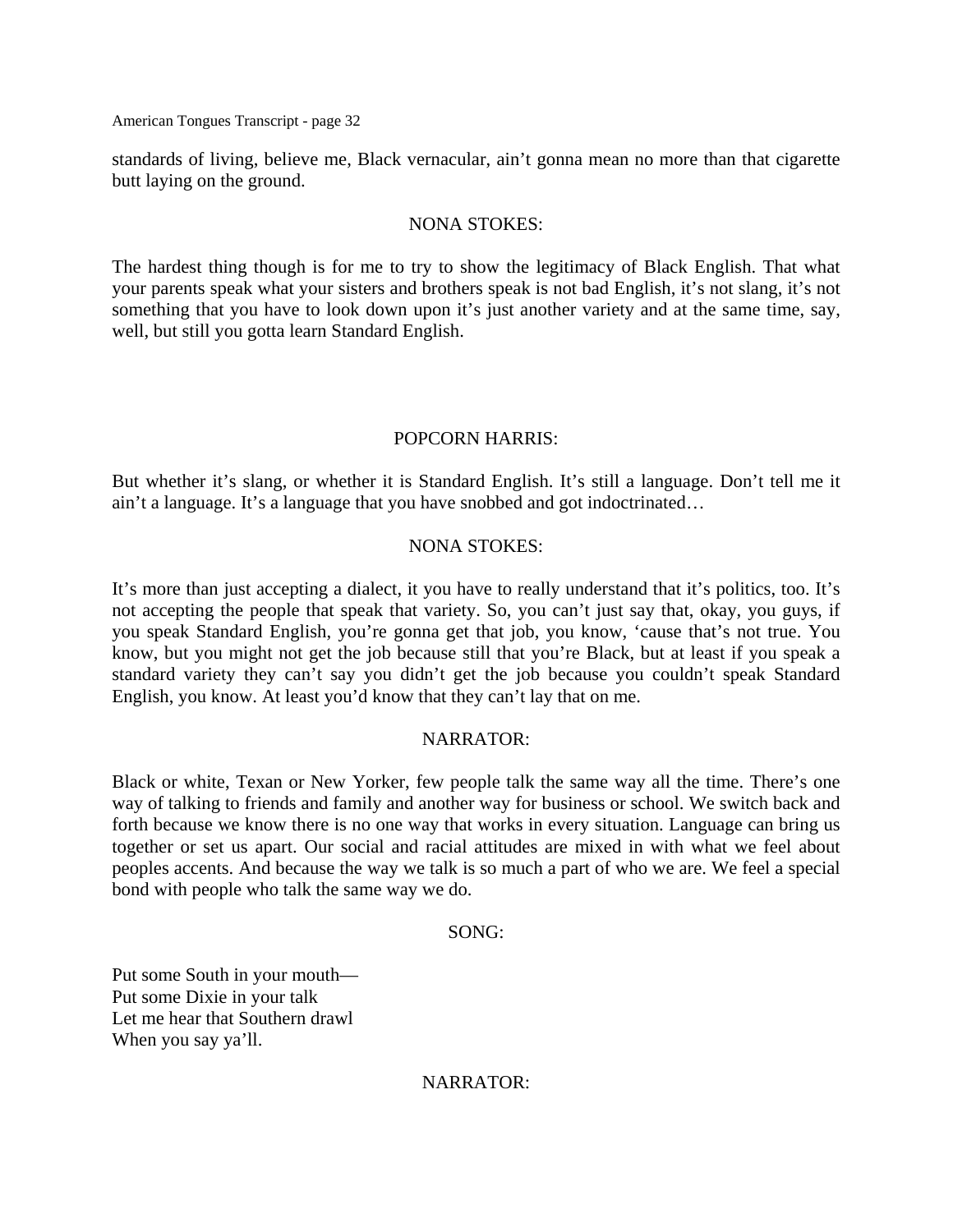standards of living, believe me, Black vernacular, ain't gonna mean no more than that cigarette butt laying on the ground.

NONA STOKES:

The hardest thing though is for me to try to show the legitimacy of Black English. That what your parents speak what your sisters and brothers speak is not bad English, it's not slang, it's not something that you have to look down upon it's just another variety and at the same time, say, well, but still you gotta learn Standard English.

POPCORN HARRIS:

But whether it's slang, or whether it is Standard English. It's still a language. Don't tell me it ain't a language. It's a language that you have snobbed and got indoctrinated…

NONA STOKES:

It's more than just accepting a dialect, it you have to really understand that it's politics, too. It's not accepting the people that speak that variety. So, you can't just say that, okay, you guys, if you speak Standard English, you're gonna get that job, you know, 'cause that's not true. You know, but you might not get the job because still that you're Black, but at least if you speak a standard variety they can't say you didn't get the job because you couldn't speak Standard English, you know. At least you'd know that they can't lay that on me.

NARRATOR:

Black or white, Texan or New Yorker, few people talk the same way all the time. There's one way of talking to friends and family and another way for business or school. We switch back and forth because we know there is no one way that works in every situation. Language can bring us together or set us apart. Our social and racial attitudes are mixed in with what we feel about peoples accents. And because the way we talk is so much a part of who we are. We feel a special bond with people who talk the same way we do.

SONG:

Put some South in your mouth—
Put some Dixie in your talk
Let me hear that Southern drawl
When you say ya'll.

NARRATOR: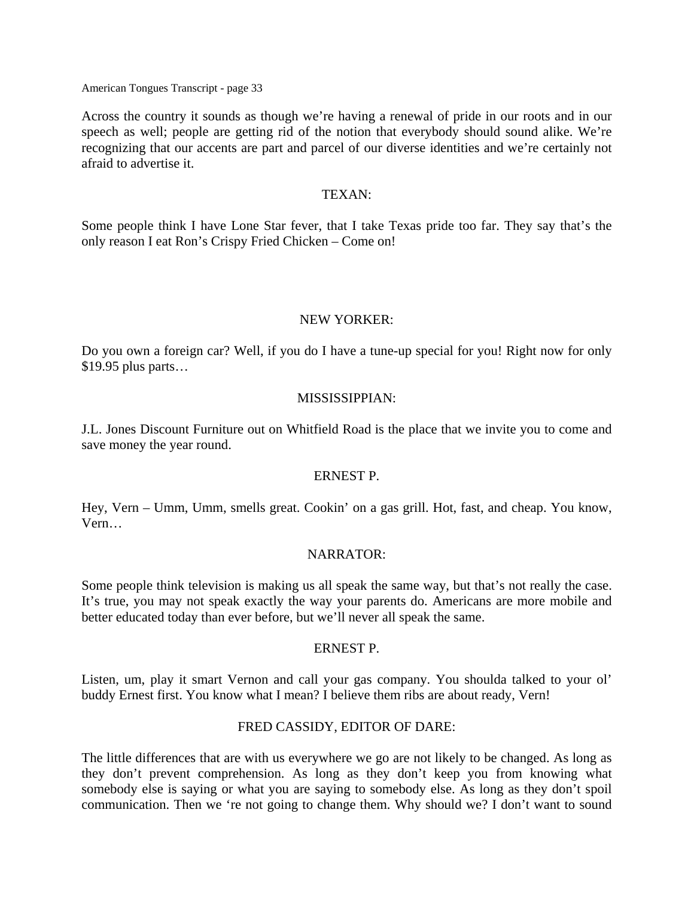Across the country it sounds as though we're having a renewal of pride in our roots and in our speech as well; people are getting rid of the notion that everybody should sound alike. We're recognizing that our accents are part and parcel of our diverse identities and we're certainly not afraid to advertise it.

TEXAN:

Some people think I have Lone Star fever, that I take Texas pride too far. They say that's the only reason I eat Ron's Crispy Fried Chicken – Come on!

NEW YORKER:

Do you own a foreign car? Well, if you do I have a tune-up special for you! Right now for only $19.95 plus parts…

MISSISSIPPIAN:

J.L. Jones Discount Furniture out on Whitfield Road is the place that we invite you to come and save money the year round.

ERNEST P.

Hey, Vern – Umm, Umm, smells great. Cookin' on a gas grill. Hot, fast, and cheap. You know, Vern…

NARRATOR:

Some people think television is making us all speak the same way, but that's not really the case. It's true, you may not speak exactly the way your parents do. Americans are more mobile and better educated today than ever before, but we'll never all speak the same.

ERNEST P.

Listen, um, play it smart Vernon and call your gas company. You shoulda talked to your ol' buddy Ernest first. You know what I mean? I believe them ribs are about ready, Vern!

FRED CASSIDY, EDITOR OF DARE:

The little differences that are with us everywhere we go are not likely to be changed. As long as they don't prevent comprehension. As long as they don't keep you from knowing what somebody else is saying or what you are saying to somebody else. As long as they don't spoil communication. Then we 're not going to change them. Why should we? I don't want to sound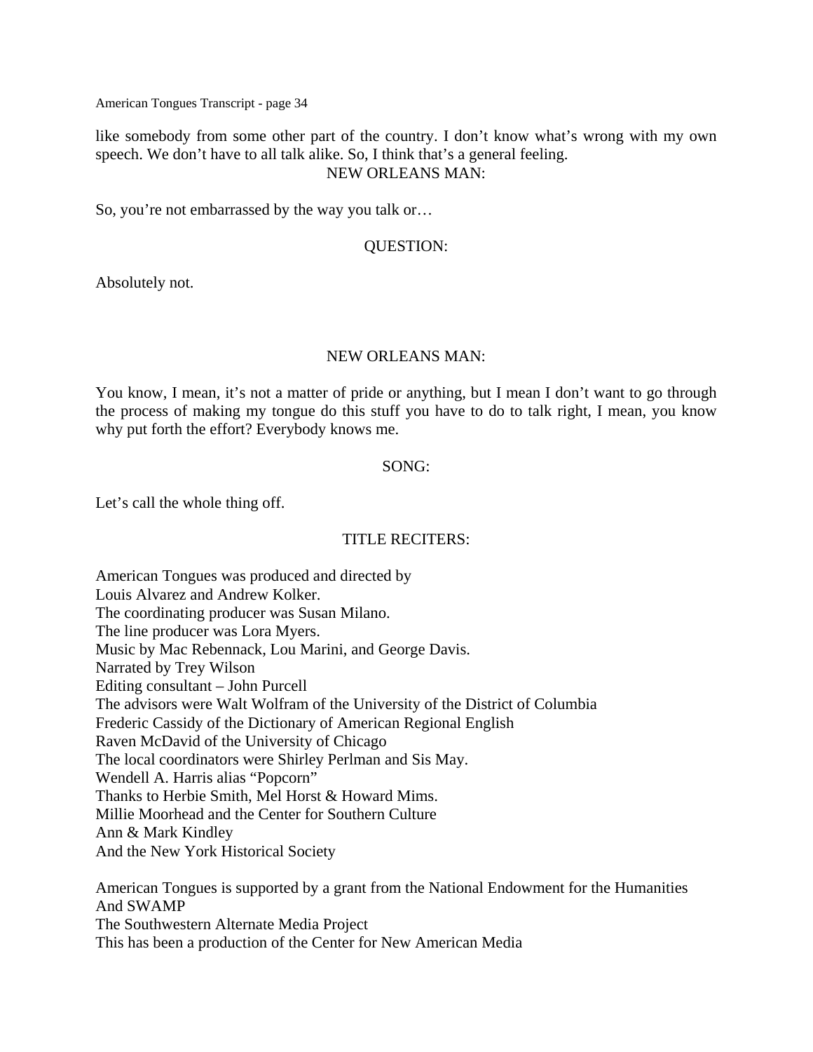like somebody from some other part of the country. I don't know what's wrong with my own speech. We don't have to all talk alike. So, I think that's a general feeling.

NEW ORLEANS MAN:

So, you're not embarrassed by the way you talk or…

QUESTION:

Absolutely not.

NEW ORLEANS MAN:

You know, I mean, it's not a matter of pride or anything, but I mean I don't want to go through the process of making my tongue do this stuff you have to do to talk right, I mean, you know why put forth the effort? Everybody knows me.

SONG:

Let's call the whole thing off.

TITLE RECITERS:

American Tongues was produced and directed by
Louis Alvarez and Andrew Kolker.
The coordinating producer was Susan Milano.
The line producer was Lora Myers.
Music by Mac Rebennack, Lou Marini, and George Davis.
Narrated by Trey Wilson
Editing consultant – John Purcell
The advisors were Walt Wolfram of the University of the District of Columbia
Frederic Cassidy of the Dictionary of American Regional English
Raven McDavid of the University of Chicago
The local coordinators were Shirley Perlman and Sis May.
Wendell A. Harris alias "Popcorn"
Thanks to Herbie Smith, Mel Horst & Howard Mims.
Millie Moorhead and the Center for Southern Culture
Ann & Mark Kindley
And the New York Historical Society

American Tongues is supported by a grant from the National Endowment for the Humanities
And SWAMP
The Southwestern Alternate Media Project
This has been a production of the Center for New American Media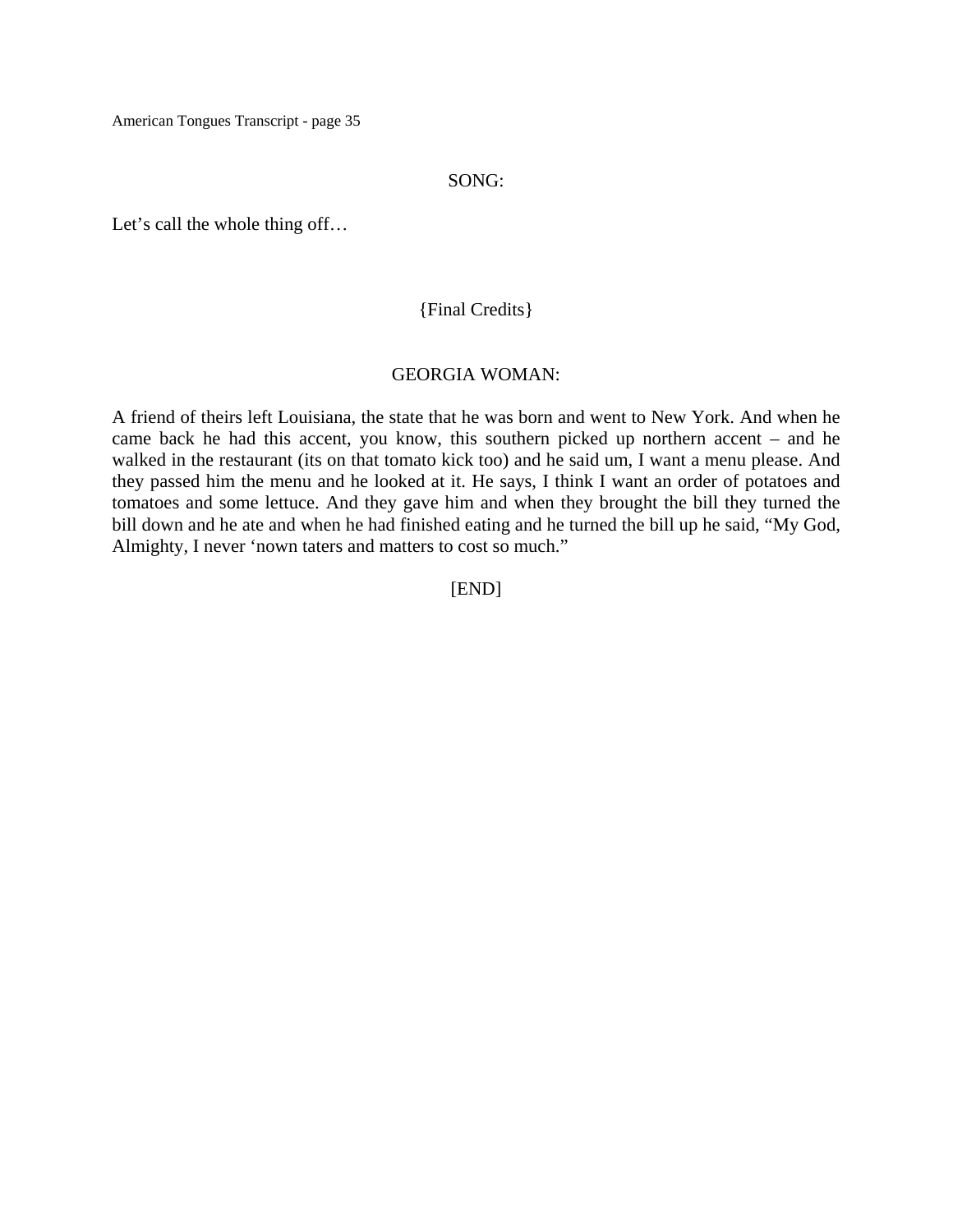SONG:

Let's call the whole thing off…

{Final Credits}

GEORGIA WOMAN:

A friend of theirs left Louisiana, the state that he was born and went to New York. And when he came back he had this accent, you know, this southern picked up northern accent – and he walked in the restaurant (its on that tomato kick too) and he said um, I want a menu please. And they passed him the menu and he looked at it. He says, I think I want an order of potatoes and tomatoes and some lettuce. And they gave him and when they brought the bill they turned the bill down and he ate and when he had finished eating and he turned the bill up he said, "My God, Almighty, I never 'nown taters and matters to cost so much."

[END]